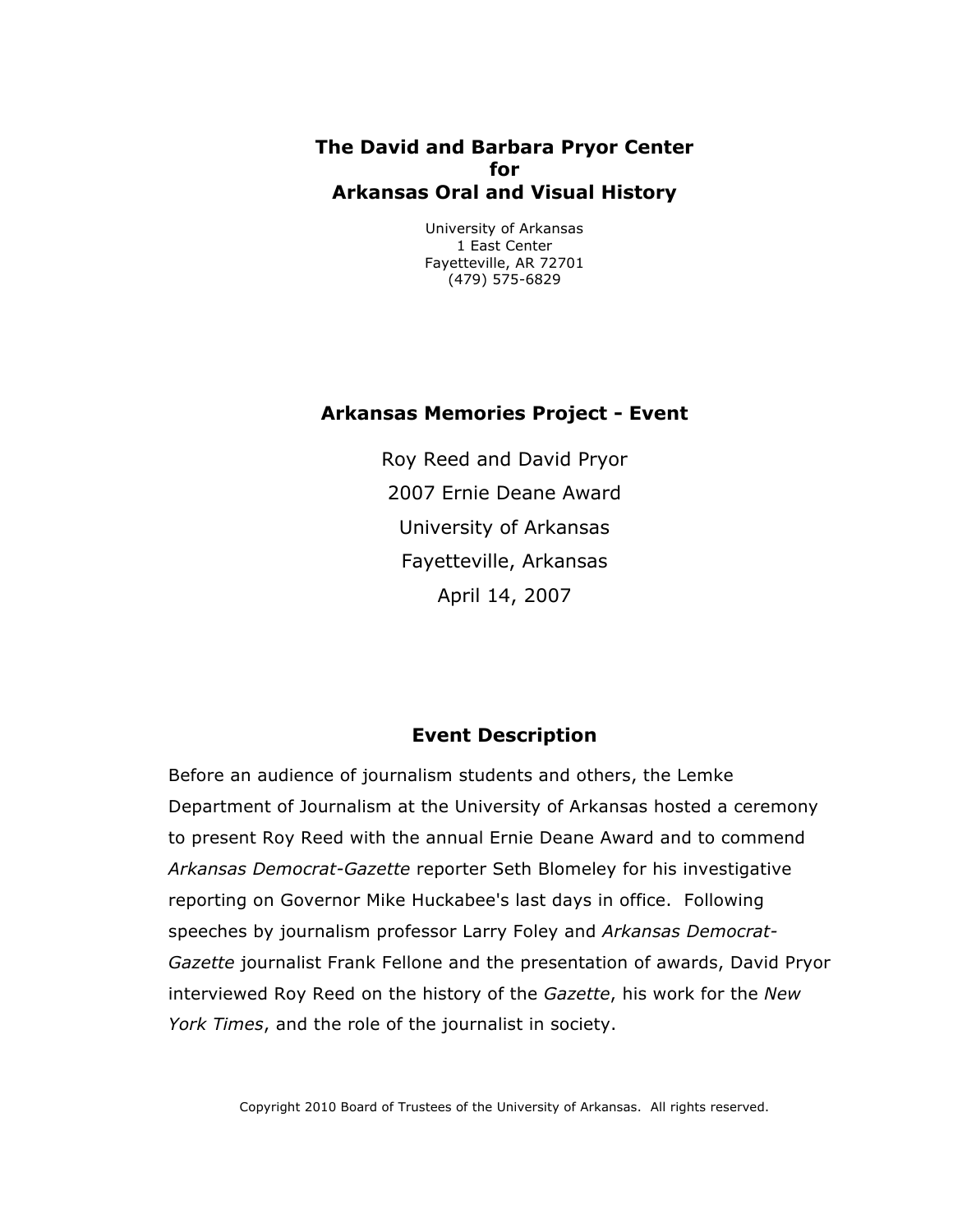## The David and Barbara Pryor Center
## for
## Arkansas Oral and Visual History

University of Arkansas
1 East Center
Fayetteville, AR 72701
(479) 575-6829

## Arkansas Memories Project - Event

Roy Reed and David Pryor

2007 Ernie Deane Award

University of Arkansas

Fayetteville, Arkansas

April 14, 2007

## Event Description

Before an audience of journalism students and others, the Lemke Department of Journalism at the University of Arkansas hosted a ceremony to present Roy Reed with the annual Ernie Deane Award and to commend *Arkansas Democrat-Gazette* reporter Seth Blomeley for his investigative reporting on Governor Mike Huckabee's last days in office. Following speeches by journalism professor Larry Foley and *Arkansas Democrat-Gazette* journalist Frank Fellone and the presentation of awards, David Pryor interviewed Roy Reed on the history of the *Gazette*, his work for the *New York Times*, and the role of the journalist in society.

Copyright 2010 Board of Trustees of the University of Arkansas. All rights reserved.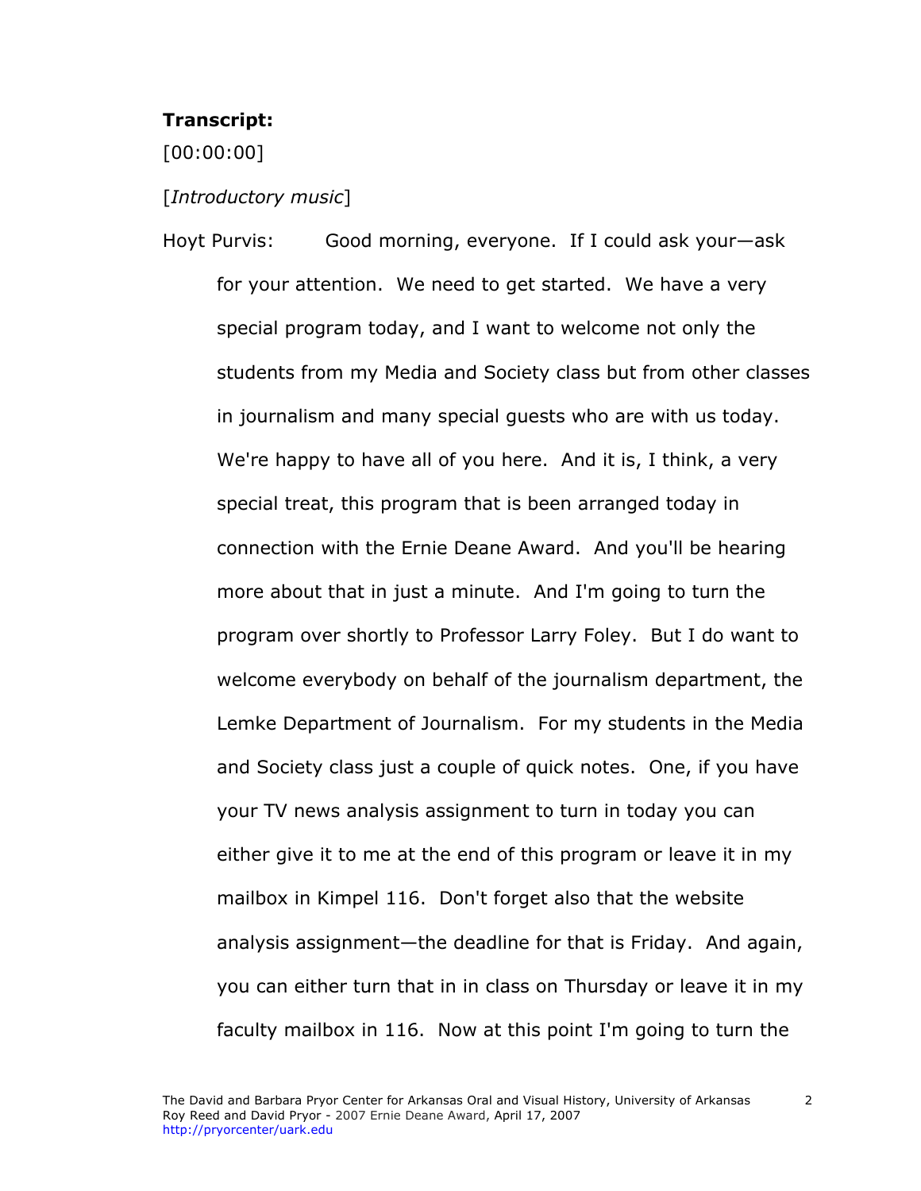**Transcript:**

[00:00:00]

[*Introductory music*]

Hoyt Purvis: Good morning, everyone. If I could ask your—ask for your attention. We need to get started. We have a very special program today, and I want to welcome not only the students from my Media and Society class but from other classes in journalism and many special guests who are with us today. We're happy to have all of you here. And it is, I think, a very special treat, this program that is been arranged today in connection with the Ernie Deane Award. And you'll be hearing more about that in just a minute. And I'm going to turn the program over shortly to Professor Larry Foley. But I do want to welcome everybody on behalf of the journalism department, the Lemke Department of Journalism. For my students in the Media and Society class just a couple of quick notes. One, if you have your TV news analysis assignment to turn in today you can either give it to me at the end of this program or leave it in my mailbox in Kimpel 116. Don't forget also that the website analysis assignment—the deadline for that is Friday. And again, you can either turn that in in class on Thursday or leave it in my faculty mailbox in 116. Now at this point I'm going to turn the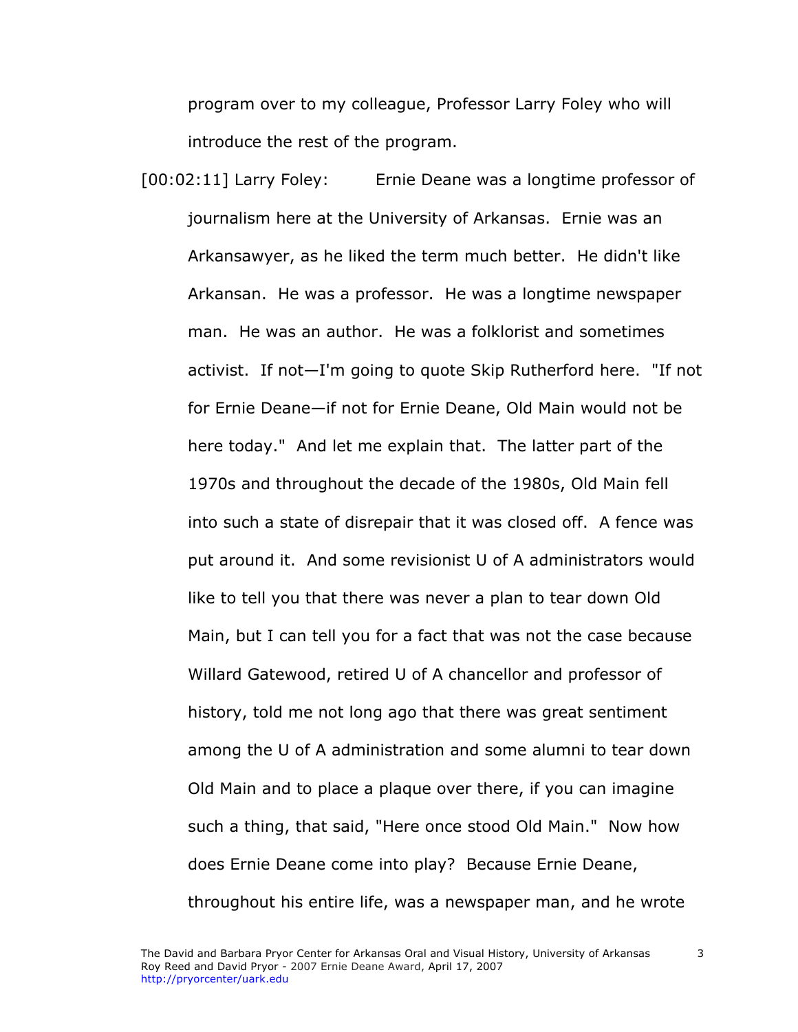program over to my colleague, Professor Larry Foley who will introduce the rest of the program.

[00:02:11] Larry Foley: Ernie Deane was a longtime professor of journalism here at the University of Arkansas. Ernie was an Arkansawyer, as he liked the term much better. He didn't like Arkansan. He was a professor. He was a longtime newspaper man. He was an author. He was a folklorist and sometimes activist. If not—I'm going to quote Skip Rutherford here. "If not for Ernie Deane—if not for Ernie Deane, Old Main would not be here today." And let me explain that. The latter part of the 1970s and throughout the decade of the 1980s, Old Main fell into such a state of disrepair that it was closed off. A fence was put around it. And some revisionist U of A administrators would like to tell you that there was never a plan to tear down Old Main, but I can tell you for a fact that was not the case because Willard Gatewood, retired U of A chancellor and professor of history, told me not long ago that there was great sentiment among the U of A administration and some alumni to tear down Old Main and to place a plaque over there, if you can imagine such a thing, that said, "Here once stood Old Main." Now how does Ernie Deane come into play? Because Ernie Deane, throughout his entire life, was a newspaper man, and he wrote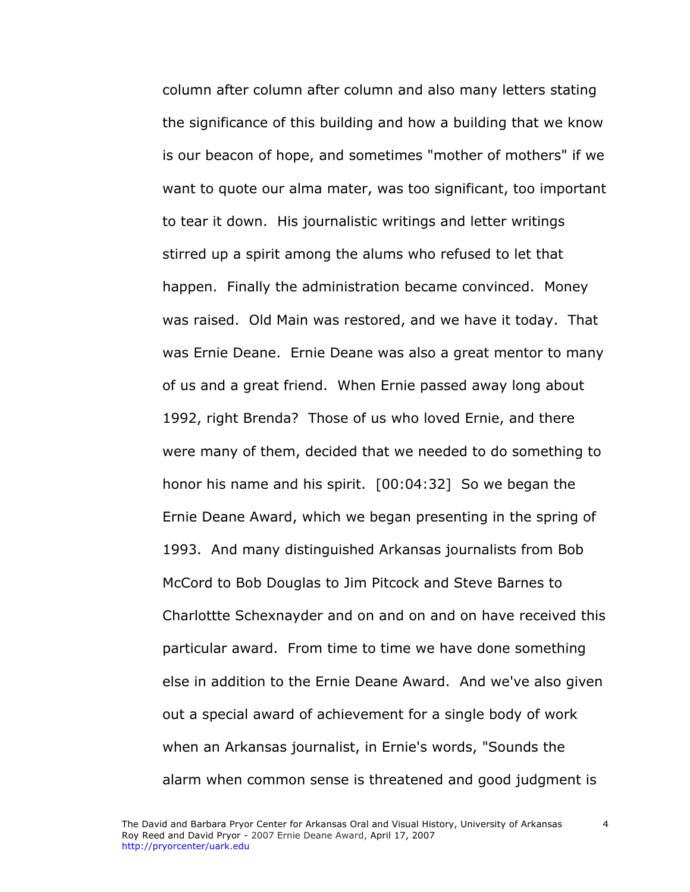column after column after column and also many letters stating the significance of this building and how a building that we know is our beacon of hope, and sometimes "mother of mothers" if we want to quote our alma mater, was too significant, too important to tear it down. His journalistic writings and letter writings stirred up a spirit among the alums who refused to let that happen. Finally the administration became convinced. Money was raised. Old Main was restored, and we have it today. That was Ernie Deane. Ernie Deane was also a great mentor to many of us and a great friend. When Ernie passed away long about 1992, right Brenda? Those of us who loved Ernie, and there were many of them, decided that we needed to do something to honor his name and his spirit. [00:04:32] So we began the Ernie Deane Award, which we began presenting in the spring of 1993. And many distinguished Arkansas journalists from Bob McCord to Bob Douglas to Jim Pitcock and Steve Barnes to Charlottte Schexnayder and on and on and on have received this particular award. From time to time we have done something else in addition to the Ernie Deane Award. And we've also given out a special award of achievement for a single body of work when an Arkansas journalist, in Ernie's words, "Sounds the alarm when common sense is threatened and good judgment is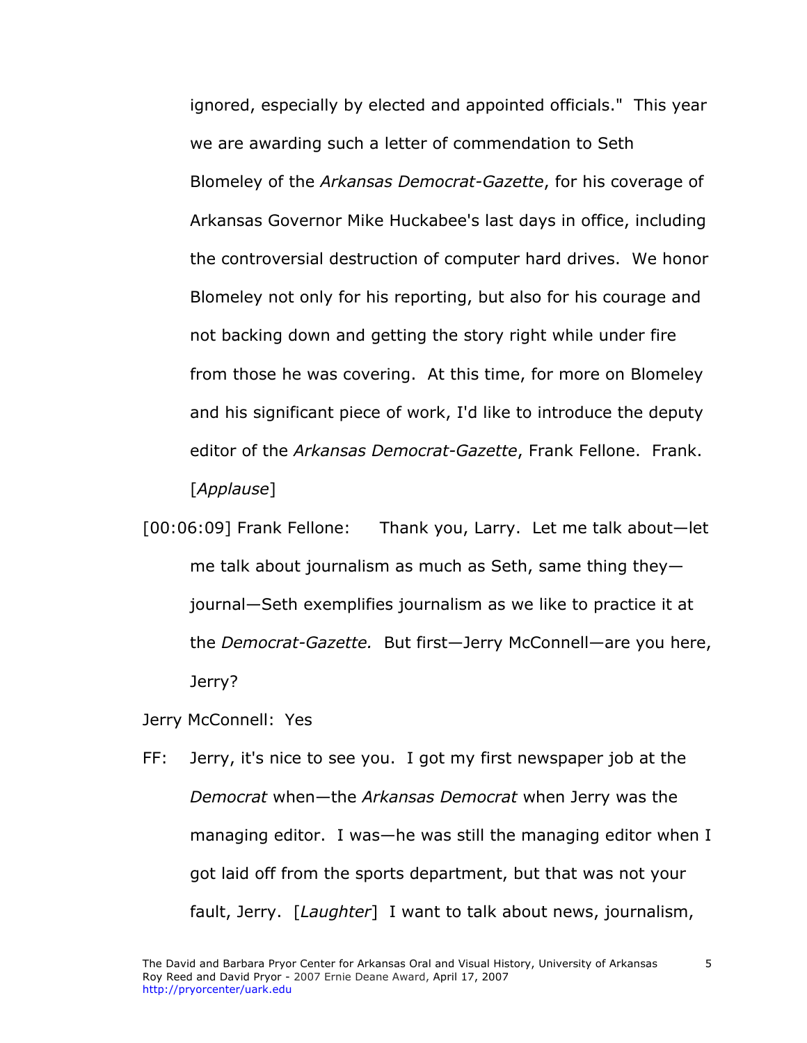ignored, especially by elected and appointed officials." This year we are awarding such a letter of commendation to Seth Blomeley of the *Arkansas Democrat-Gazette*, for his coverage of Arkansas Governor Mike Huckabee's last days in office, including the controversial destruction of computer hard drives. We honor Blomeley not only for his reporting, but also for his courage and not backing down and getting the story right while under fire from those he was covering. At this time, for more on Blomeley and his significant piece of work, I'd like to introduce the deputy editor of the *Arkansas Democrat-Gazette*, Frank Fellone. Frank. [*Applause*]

[00:06:09] Frank Fellone: Thank you, Larry. Let me talk about—let me talk about journalism as much as Seth, same thing they—journal—Seth exemplifies journalism as we like to practice it at the *Democrat-Gazette.* But first—Jerry McConnell—are you here, Jerry?

Jerry McConnell: Yes

FF: Jerry, it's nice to see you. I got my first newspaper job at the *Democrat* when—the *Arkansas Democrat* when Jerry was the managing editor. I was—he was still the managing editor when I got laid off from the sports department, but that was not your fault, Jerry. [*Laughter*] I want to talk about news, journalism,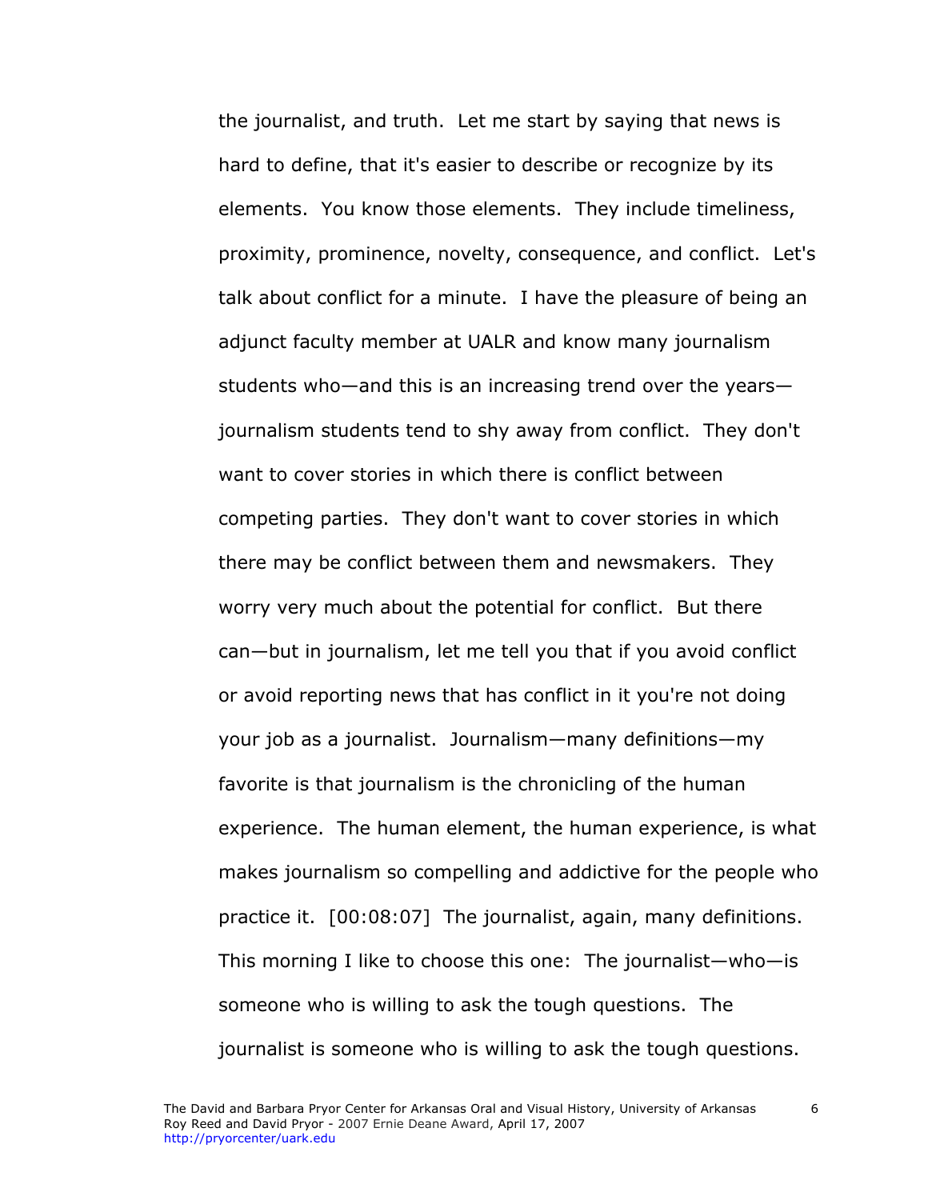the journalist, and truth. Let me start by saying that news is hard to define, that it's easier to describe or recognize by its elements. You know those elements. They include timeliness, proximity, prominence, novelty, consequence, and conflict. Let's talk about conflict for a minute. I have the pleasure of being an adjunct faculty member at UALR and know many journalism students who—and this is an increasing trend over the years—journalism students tend to shy away from conflict. They don't want to cover stories in which there is conflict between competing parties. They don't want to cover stories in which there may be conflict between them and newsmakers. They worry very much about the potential for conflict. But there can—but in journalism, let me tell you that if you avoid conflict or avoid reporting news that has conflict in it you're not doing your job as a journalist. Journalism—many definitions—my favorite is that journalism is the chronicling of the human experience. The human element, the human experience, is what makes journalism so compelling and addictive for the people who practice it. [00:08:07] The journalist, again, many definitions. This morning I like to choose this one: The journalist—who—is someone who is willing to ask the tough questions. The journalist is someone who is willing to ask the tough questions.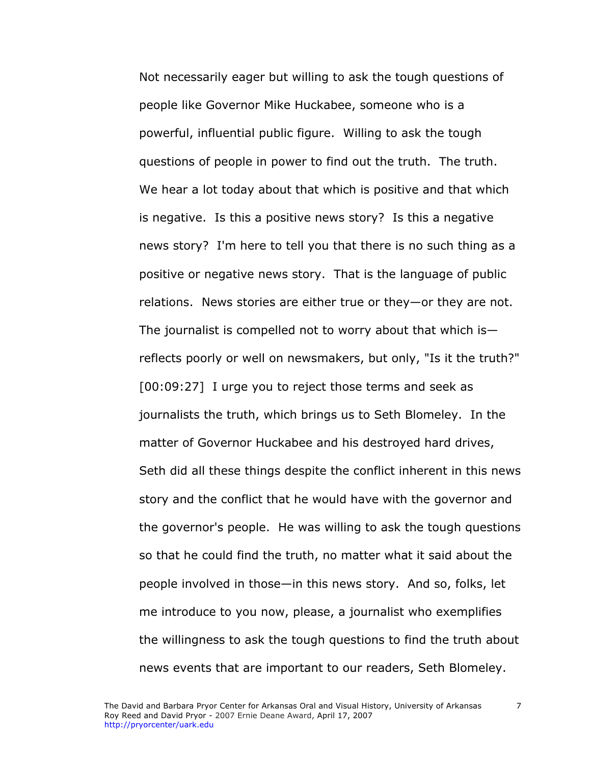Not necessarily eager but willing to ask the tough questions of people like Governor Mike Huckabee, someone who is a powerful, influential public figure. Willing to ask the tough questions of people in power to find out the truth. The truth. We hear a lot today about that which is positive and that which is negative. Is this a positive news story? Is this a negative news story? I'm here to tell you that there is no such thing as a positive or negative news story. That is the language of public relations. News stories are either true or they—or they are not. The journalist is compelled not to worry about that which is—reflects poorly or well on newsmakers, but only, "Is it the truth?" [00:09:27] I urge you to reject those terms and seek as journalists the truth, which brings us to Seth Blomeley. In the matter of Governor Huckabee and his destroyed hard drives, Seth did all these things despite the conflict inherent in this news story and the conflict that he would have with the governor and the governor's people. He was willing to ask the tough questions so that he could find the truth, no matter what it said about the people involved in those—in this news story. And so, folks, let me introduce to you now, please, a journalist who exemplifies the willingness to ask the tough questions to find the truth about news events that are important to our readers, Seth Blomeley.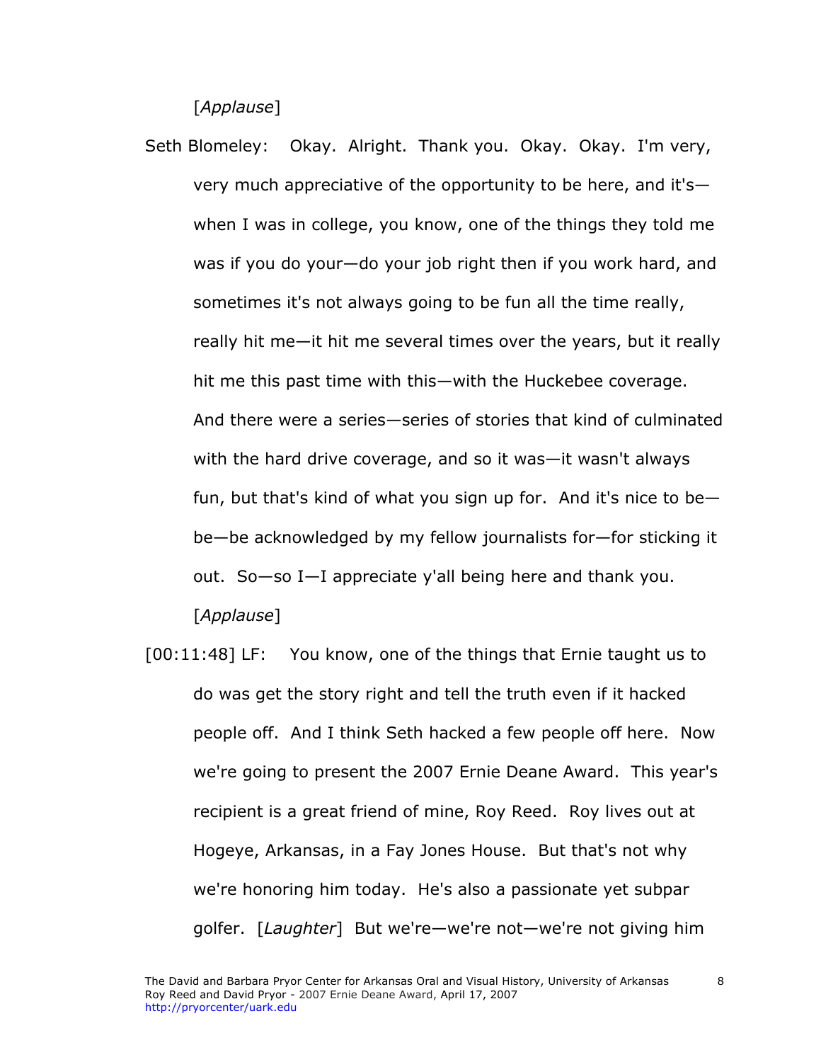[*Applause*]

Seth Blomeley: Okay. Alright. Thank you. Okay. Okay. I'm very, very much appreciative of the opportunity to be here, and it's—when I was in college, you know, one of the things they told me was if you do your—do your job right then if you work hard, and sometimes it's not always going to be fun all the time really, really hit me—it hit me several times over the years, but it really hit me this past time with this—with the Huckebee coverage. And there were a series—series of stories that kind of culminated with the hard drive coverage, and so it was—it wasn't always fun, but that's kind of what you sign up for. And it's nice to be—be—be acknowledged by my fellow journalists for—for sticking it out. So—so I—I appreciate y'all being here and thank you.

[*Applause*]

[00:11:48] LF: You know, one of the things that Ernie taught us to do was get the story right and tell the truth even if it hacked people off. And I think Seth hacked a few people off here. Now we're going to present the 2007 Ernie Deane Award. This year's recipient is a great friend of mine, Roy Reed. Roy lives out at Hogeye, Arkansas, in a Fay Jones House. But that's not why we're honoring him today. He's also a passionate yet subpar golfer. [*Laughter*] But we're—we're not—we're not giving him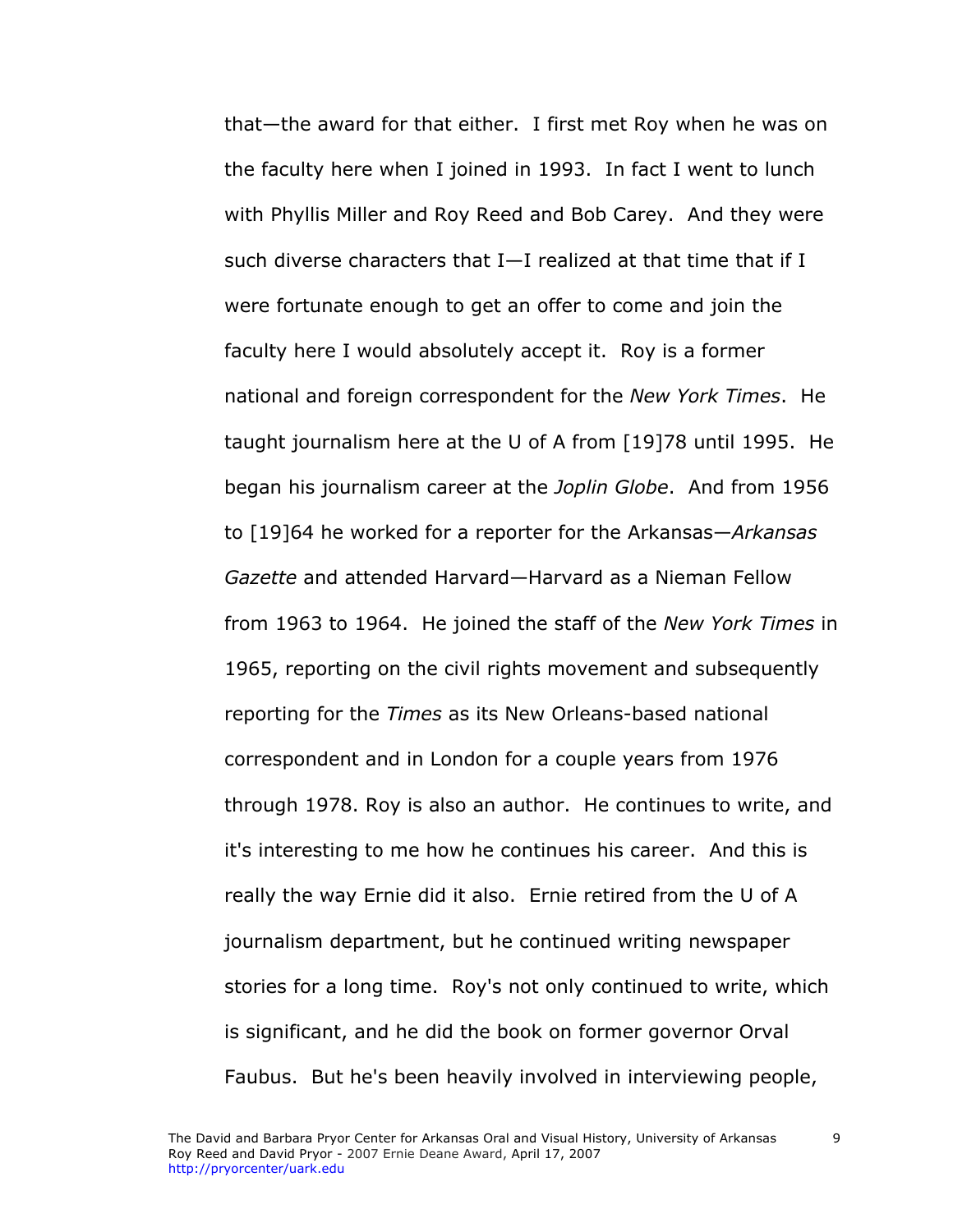that—the award for that either. I first met Roy when he was on the faculty here when I joined in 1993. In fact I went to lunch with Phyllis Miller and Roy Reed and Bob Carey. And they were such diverse characters that I—I realized at that time that if I were fortunate enough to get an offer to come and join the faculty here I would absolutely accept it. Roy is a former national and foreign correspondent for the *New York Times*. He taught journalism here at the U of A from [19]78 until 1995. He began his journalism career at the *Joplin Globe*. And from 1956 to [19]64 he worked for a reporter for the Arkansas—*Arkansas Gazette* and attended Harvard—Harvard as a Nieman Fellow from 1963 to 1964. He joined the staff of the *New York Times* in 1965, reporting on the civil rights movement and subsequently reporting for the *Times* as its New Orleans-based national correspondent and in London for a couple years from 1976 through 1978. Roy is also an author. He continues to write, and it's interesting to me how he continues his career. And this is really the way Ernie did it also. Ernie retired from the U of A journalism department, but he continued writing newspaper stories for a long time. Roy's not only continued to write, which is significant, and he did the book on former governor Orval Faubus. But he's been heavily involved in interviewing people,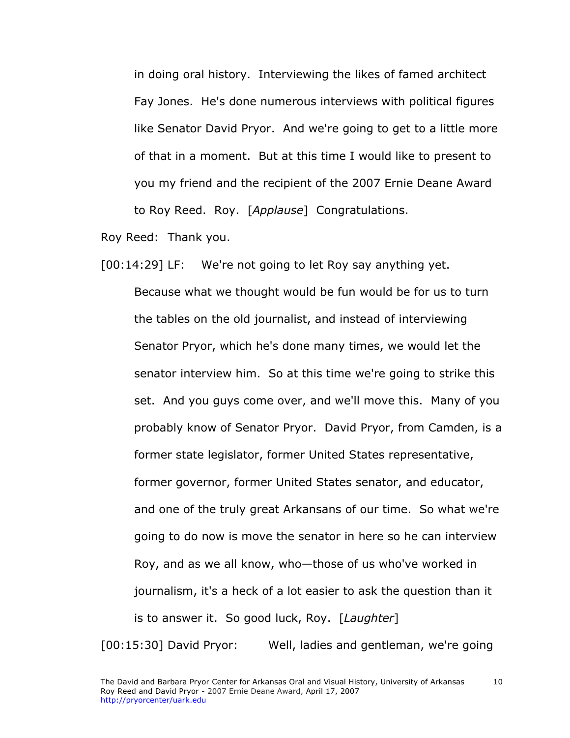in doing oral history. Interviewing the likes of famed architect Fay Jones. He's done numerous interviews with political figures like Senator David Pryor. And we're going to get to a little more of that in a moment. But at this time I would like to present to you my friend and the recipient of the 2007 Ernie Deane Award to Roy Reed. Roy. [*Applause*] Congratulations.

Roy Reed: Thank you.

[00:14:29] LF: We're not going to let Roy say anything yet. Because what we thought would be fun would be for us to turn the tables on the old journalist, and instead of interviewing Senator Pryor, which he's done many times, we would let the senator interview him. So at this time we're going to strike this set. And you guys come over, and we'll move this. Many of you probably know of Senator Pryor. David Pryor, from Camden, is a former state legislator, former United States representative, former governor, former United States senator, and educator, and one of the truly great Arkansans of our time. So what we're going to do now is move the senator in here so he can interview Roy, and as we all know, who—those of us who've worked in journalism, it's a heck of a lot easier to ask the question than it is to answer it. So good luck, Roy. [*Laughter*]

[00:15:30] David Pryor: Well, ladies and gentleman, we're going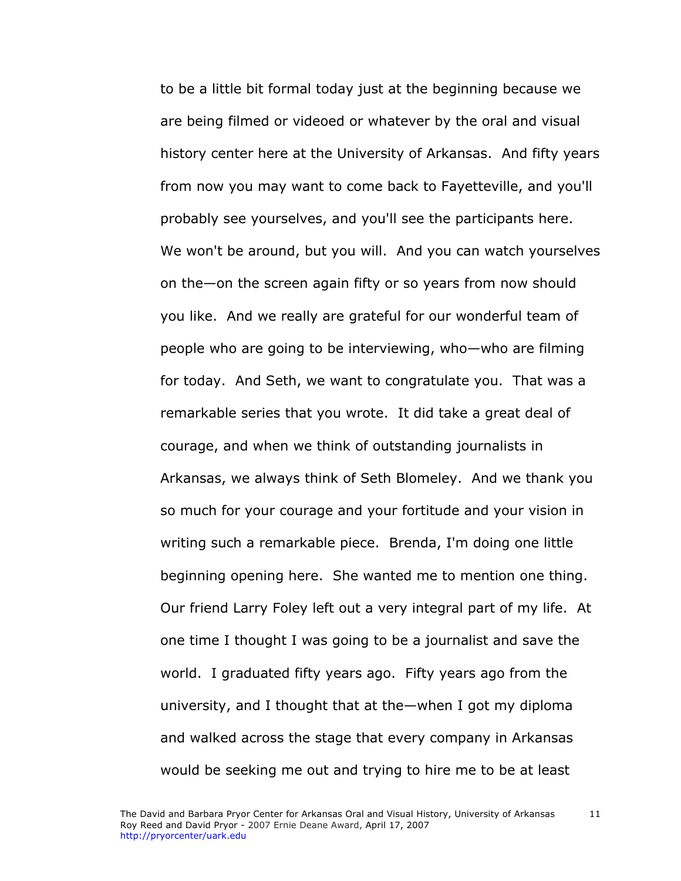to be a little bit formal today just at the beginning because we are being filmed or videoed or whatever by the oral and visual history center here at the University of Arkansas. And fifty years from now you may want to come back to Fayetteville, and you'll probably see yourselves, and you'll see the participants here. We won't be around, but you will. And you can watch yourselves on the—on the screen again fifty or so years from now should you like. And we really are grateful for our wonderful team of people who are going to be interviewing, who—who are filming for today. And Seth, we want to congratulate you. That was a remarkable series that you wrote. It did take a great deal of courage, and when we think of outstanding journalists in Arkansas, we always think of Seth Blomeley. And we thank you so much for your courage and your fortitude and your vision in writing such a remarkable piece. Brenda, I'm doing one little beginning opening here. She wanted me to mention one thing. Our friend Larry Foley left out a very integral part of my life. At one time I thought I was going to be a journalist and save the world. I graduated fifty years ago. Fifty years ago from the university, and I thought that at the—when I got my diploma and walked across the stage that every company in Arkansas would be seeking me out and trying to hire me to be at least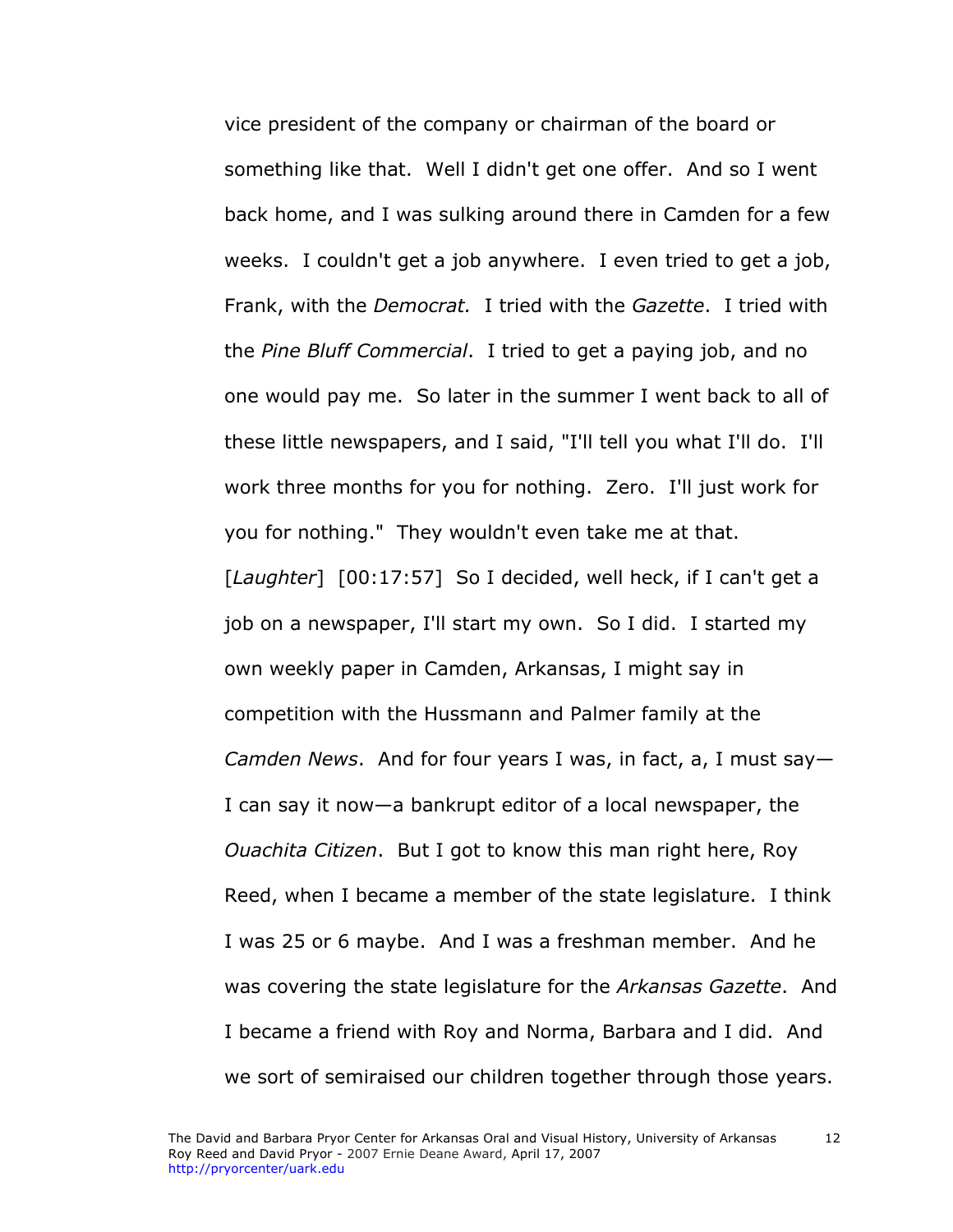vice president of the company or chairman of the board or something like that. Well I didn't get one offer. And so I went back home, and I was sulking around there in Camden for a few weeks. I couldn't get a job anywhere. I even tried to get a job, Frank, with the *Democrat.* I tried with the *Gazette*. I tried with the *Pine Bluff Commercial*. I tried to get a paying job, and no one would pay me. So later in the summer I went back to all of these little newspapers, and I said, "I'll tell you what I'll do. I'll work three months for you for nothing. Zero. I'll just work for you for nothing." They wouldn't even take me at that. [*Laughter*] [00:17:57] So I decided, well heck, if I can't get a job on a newspaper, I'll start my own. So I did. I started my own weekly paper in Camden, Arkansas, I might say in competition with the Hussmann and Palmer family at the *Camden News*. And for four years I was, in fact, a, I must say—I can say it now—a bankrupt editor of a local newspaper, the *Ouachita Citizen*. But I got to know this man right here, Roy Reed, when I became a member of the state legislature. I think I was 25 or 6 maybe. And I was a freshman member. And he was covering the state legislature for the *Arkansas Gazette*. And I became a friend with Roy and Norma, Barbara and I did. And we sort of semiraised our children together through those years.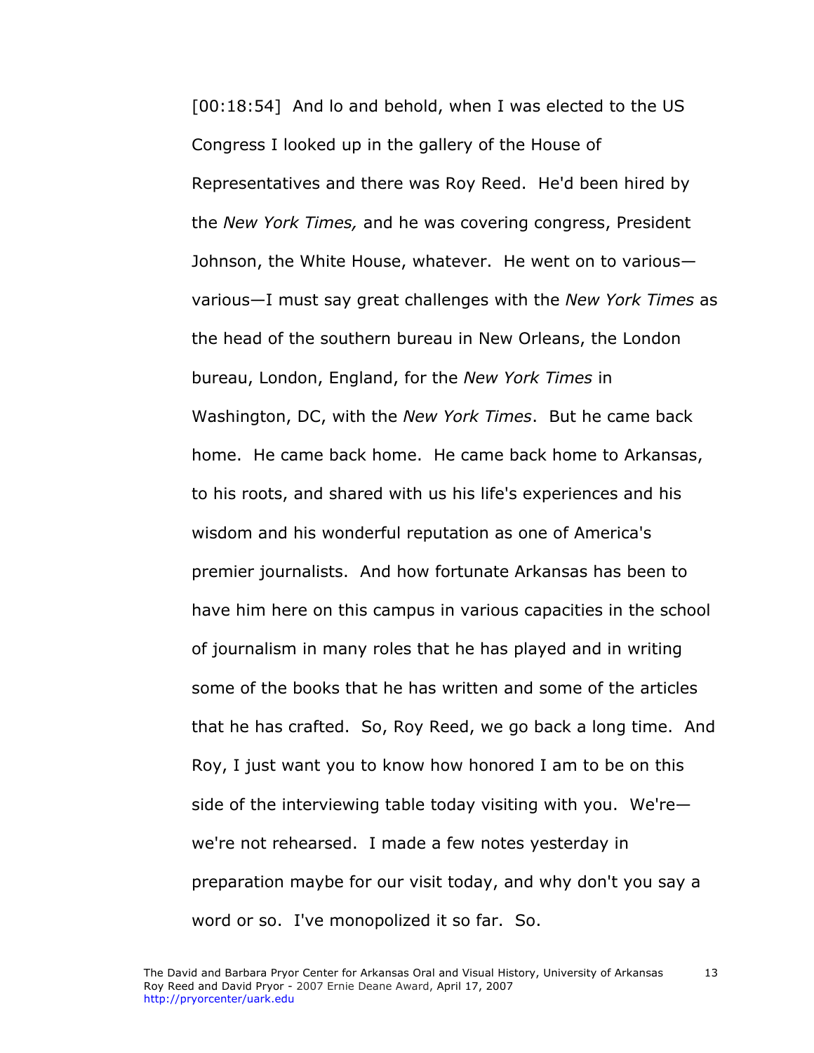[00:18:54] And lo and behold, when I was elected to the US Congress I looked up in the gallery of the House of Representatives and there was Roy Reed. He'd been hired by the *New York Times,* and he was covering congress, President Johnson, the White House, whatever. He went on to various—various—I must say great challenges with the *New York Times* as the head of the southern bureau in New Orleans, the London bureau, London, England, for the *New York Times* in Washington, DC, with the *New York Times*. But he came back home. He came back home. He came back home to Arkansas, to his roots, and shared with us his life's experiences and his wisdom and his wonderful reputation as one of America's premier journalists. And how fortunate Arkansas has been to have him here on this campus in various capacities in the school of journalism in many roles that he has played and in writing some of the books that he has written and some of the articles that he has crafted. So, Roy Reed, we go back a long time. And Roy, I just want you to know how honored I am to be on this side of the interviewing table today visiting with you. We're—we're not rehearsed. I made a few notes yesterday in preparation maybe for our visit today, and why don't you say a word or so. I've monopolized it so far. So.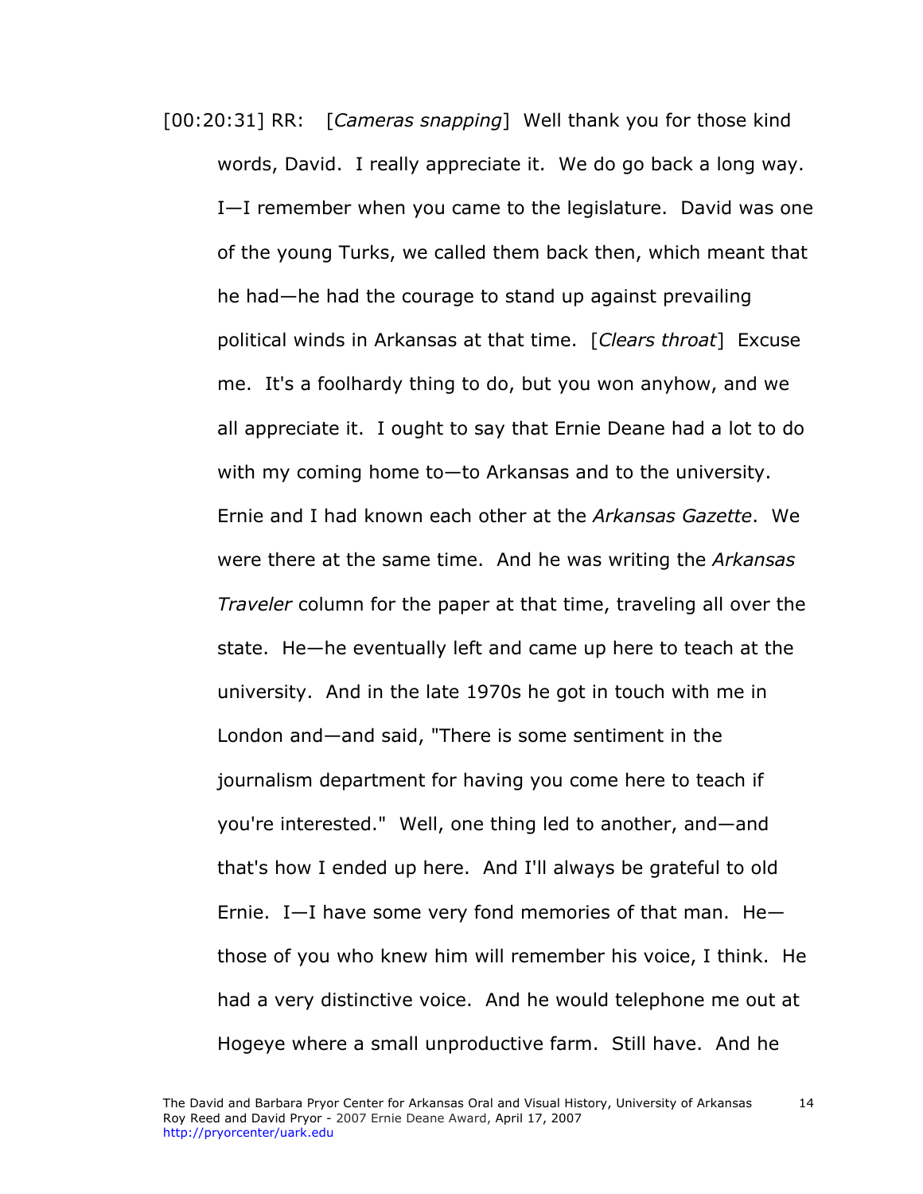[00:20:31] RR: [*Cameras snapping*] Well thank you for those kind words, David. I really appreciate it. We do go back a long way. I—I remember when you came to the legislature. David was one of the young Turks, we called them back then, which meant that he had—he had the courage to stand up against prevailing political winds in Arkansas at that time. [*Clears throat*] Excuse me. It's a foolhardy thing to do, but you won anyhow, and we all appreciate it. I ought to say that Ernie Deane had a lot to do with my coming home to—to Arkansas and to the university. Ernie and I had known each other at the *Arkansas Gazette*. We were there at the same time. And he was writing the *Arkansas Traveler* column for the paper at that time, traveling all over the state. He—he eventually left and came up here to teach at the university. And in the late 1970s he got in touch with me in London and—and said, "There is some sentiment in the journalism department for having you come here to teach if you're interested." Well, one thing led to another, and—and that's how I ended up here. And I'll always be grateful to old Ernie. I—I have some very fond memories of that man. He—those of you who knew him will remember his voice, I think. He had a very distinctive voice. And he would telephone me out at Hogeye where a small unproductive farm. Still have. And he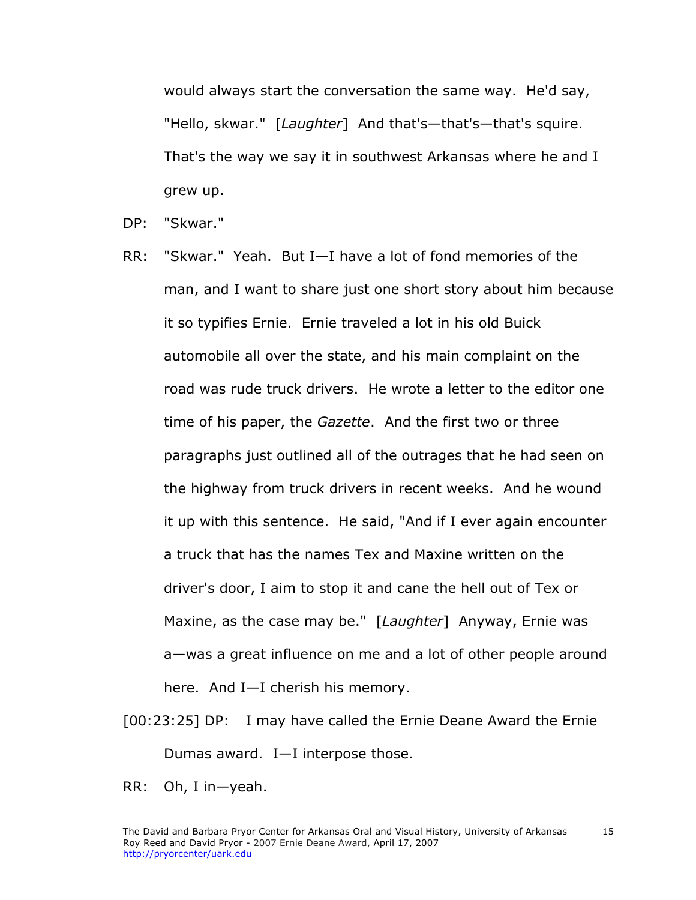would always start the conversation the same way. He'd say, "Hello, skwar." [*Laughter*] And that's—that's—that's squire. That's the way we say it in southwest Arkansas where he and I grew up.

DP: "Skwar."

RR: "Skwar." Yeah. But I—I have a lot of fond memories of the man, and I want to share just one short story about him because it so typifies Ernie. Ernie traveled a lot in his old Buick automobile all over the state, and his main complaint on the road was rude truck drivers. He wrote a letter to the editor one time of his paper, the *Gazette*. And the first two or three paragraphs just outlined all of the outrages that he had seen on the highway from truck drivers in recent weeks. And he wound it up with this sentence. He said, "And if I ever again encounter a truck that has the names Tex and Maxine written on the driver's door, I aim to stop it and cane the hell out of Tex or Maxine, as the case may be." [*Laughter*] Anyway, Ernie was a—was a great influence on me and a lot of other people around here. And I—I cherish his memory.

[00:23:25] DP: I may have called the Ernie Deane Award the Ernie Dumas award. I—I interpose those.

RR: Oh, I in—yeah.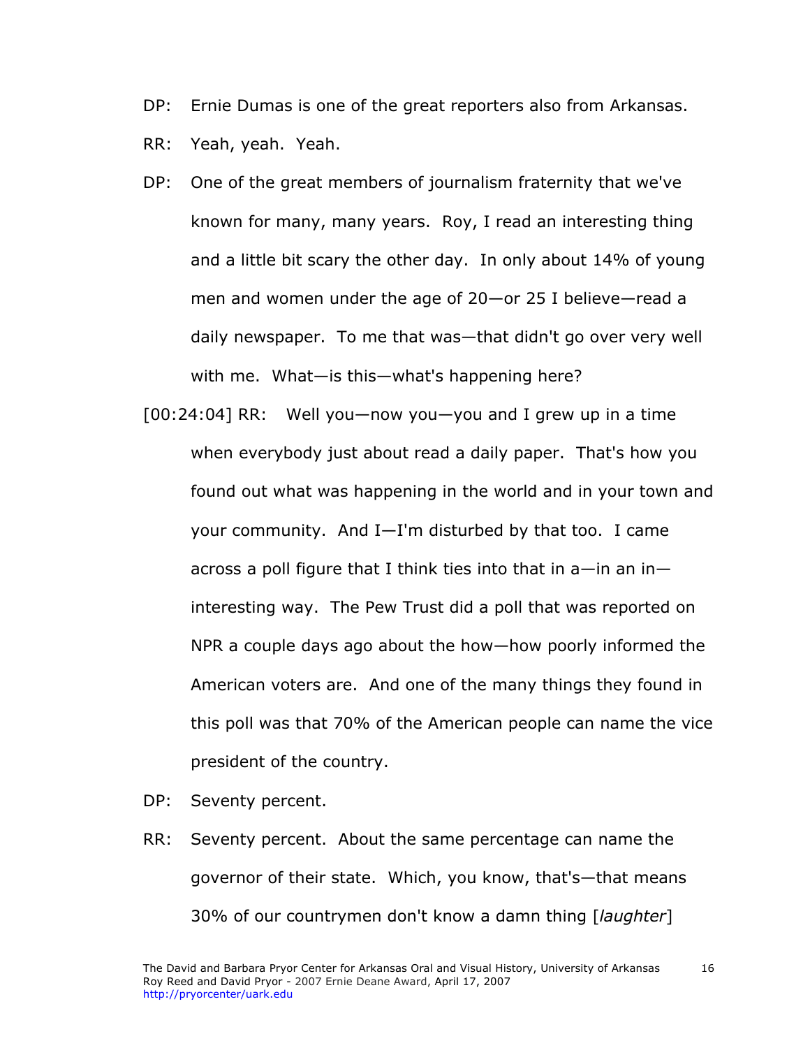DP: Ernie Dumas is one of the great reporters also from Arkansas.

RR: Yeah, yeah. Yeah.

DP: One of the great members of journalism fraternity that we've known for many, many years. Roy, I read an interesting thing and a little bit scary the other day. In only about 14% of young men and women under the age of 20—or 25 I believe—read a daily newspaper. To me that was—that didn't go over very well with me. What—is this—what's happening here?

[00:24:04] RR: Well you—now you—you and I grew up in a time when everybody just about read a daily paper. That's how you found out what was happening in the world and in your town and your community. And I—I'm disturbed by that too. I came across a poll figure that I think ties into that in a—in an in—interesting way. The Pew Trust did a poll that was reported on NPR a couple days ago about the how—how poorly informed the American voters are. And one of the many things they found in this poll was that 70% of the American people can name the vice president of the country.

DP: Seventy percent.

RR: Seventy percent. About the same percentage can name the governor of their state. Which, you know, that's—that means 30% of our countrymen don't know a damn thing [*laughter*]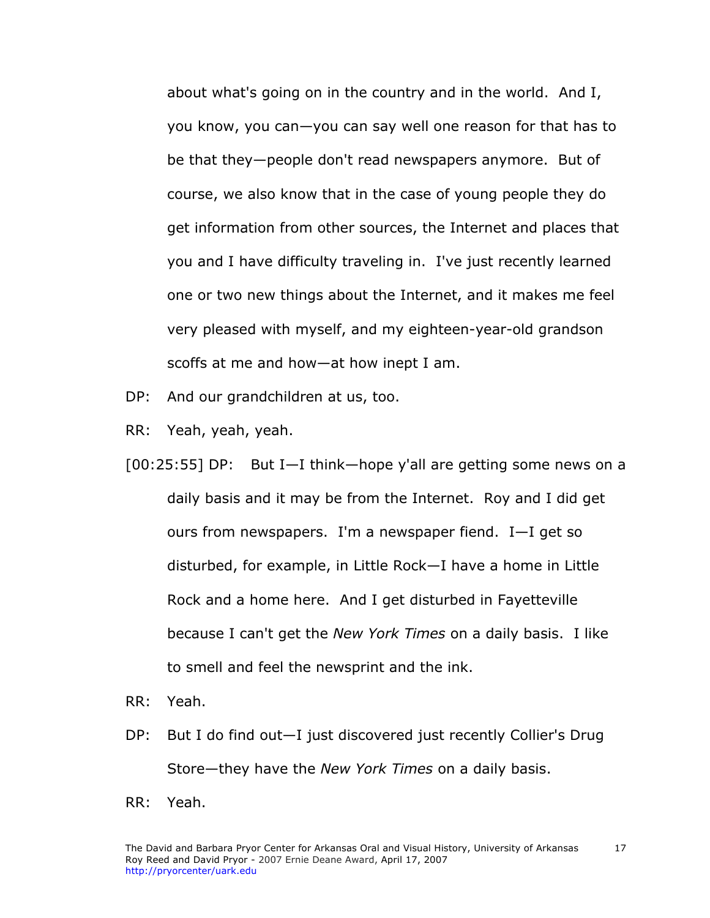about what's going on in the country and in the world. And I, you know, you can—you can say well one reason for that has to be that they—people don't read newspapers anymore. But of course, we also know that in the case of young people they do get information from other sources, the Internet and places that you and I have difficulty traveling in. I've just recently learned one or two new things about the Internet, and it makes me feel very pleased with myself, and my eighteen-year-old grandson scoffs at me and how—at how inept I am.

DP: And our grandchildren at us, too.

RR: Yeah, yeah, yeah.

[00:25:55] DP: But I—I think—hope y'all are getting some news on a daily basis and it may be from the Internet. Roy and I did get ours from newspapers. I'm a newspaper fiend. I—I get so disturbed, for example, in Little Rock—I have a home in Little Rock and a home here. And I get disturbed in Fayetteville because I can't get the *New York Times* on a daily basis. I like to smell and feel the newsprint and the ink.

RR: Yeah.

DP: But I do find out—I just discovered just recently Collier's Drug Store—they have the *New York Times* on a daily basis.

RR: Yeah.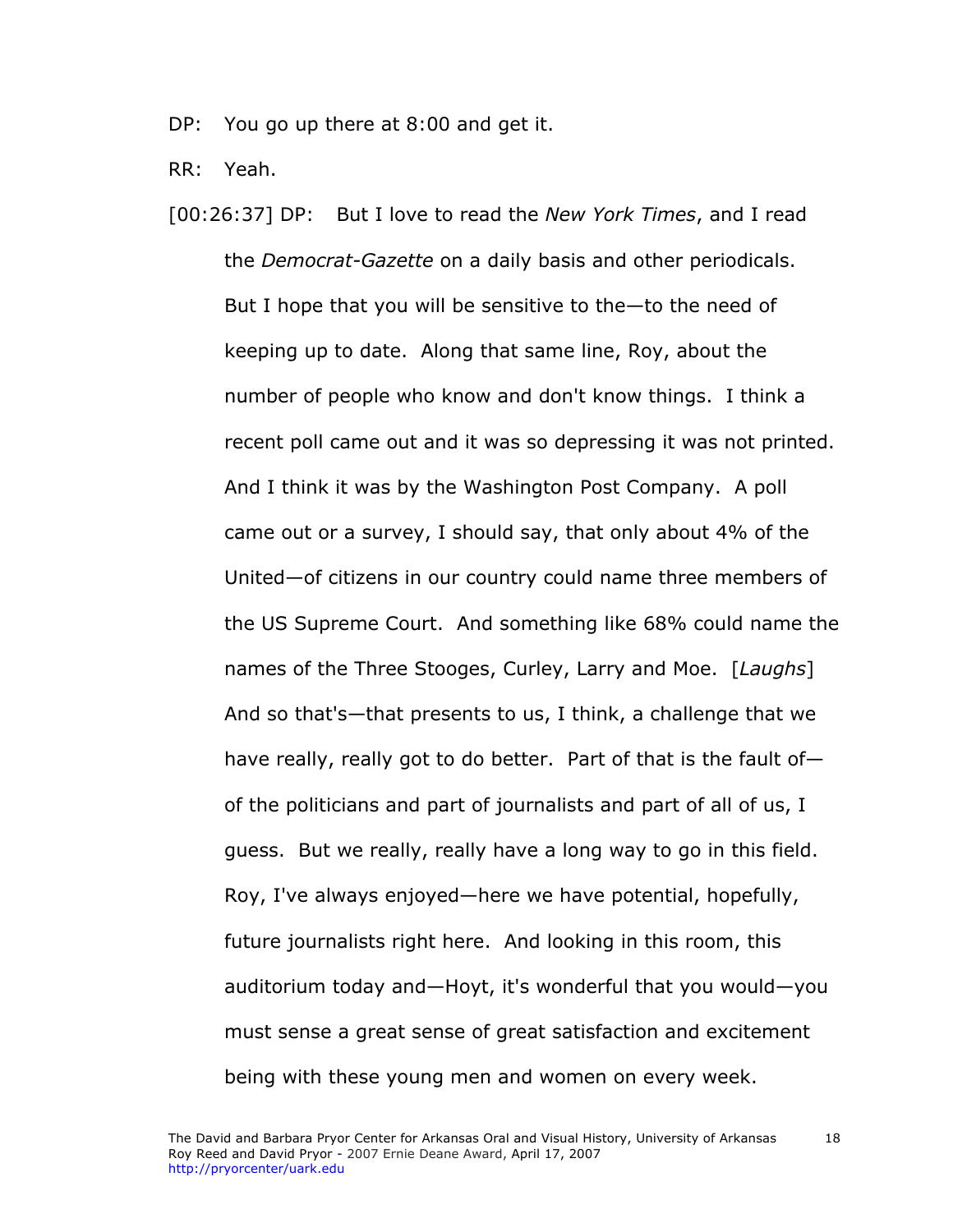DP: You go up there at 8:00 and get it.

RR: Yeah.

[00:26:37] DP: But I love to read the *New York Times*, and I read the *Democrat-Gazette* on a daily basis and other periodicals. But I hope that you will be sensitive to the—to the need of keeping up to date. Along that same line, Roy, about the number of people who know and don't know things. I think a recent poll came out and it was so depressing it was not printed. And I think it was by the Washington Post Company. A poll came out or a survey, I should say, that only about 4% of the United—of citizens in our country could name three members of the US Supreme Court. And something like 68% could name the names of the Three Stooges, Curley, Larry and Moe. [*Laughs*] And so that's—that presents to us, I think, a challenge that we have really, really got to do better. Part of that is the fault of—of the politicians and part of journalists and part of all of us, I guess. But we really, really have a long way to go in this field. Roy, I've always enjoyed—here we have potential, hopefully, future journalists right here. And looking in this room, this auditorium today and—Hoyt, it's wonderful that you would—you must sense a great sense of great satisfaction and excitement being with these young men and women on every week.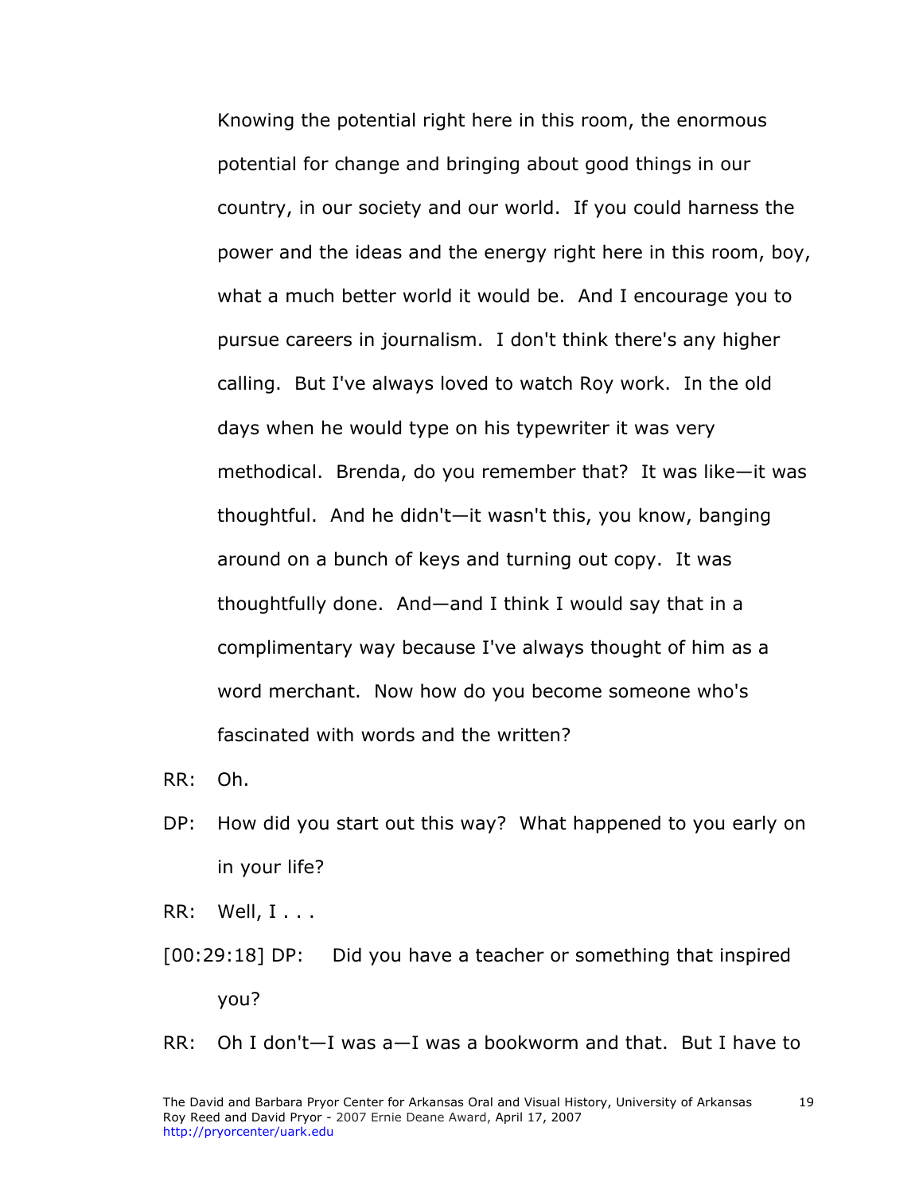Knowing the potential right here in this room, the enormous potential for change and bringing about good things in our country, in our society and our world. If you could harness the power and the ideas and the energy right here in this room, boy, what a much better world it would be. And I encourage you to pursue careers in journalism. I don't think there's any higher calling. But I've always loved to watch Roy work. In the old days when he would type on his typewriter it was very methodical. Brenda, do you remember that? It was like—it was thoughtful. And he didn't—it wasn't this, you know, banging around on a bunch of keys and turning out copy. It was thoughtfully done. And—and I think I would say that in a complimentary way because I've always thought of him as a word merchant. Now how do you become someone who's fascinated with words and the written?

RR: Oh.

DP: How did you start out this way? What happened to you early on in your life?

RR: Well, I . . .

[00:29:18] DP: Did you have a teacher or something that inspired you?

RR: Oh I don't—I was a—I was a bookworm and that. But I have to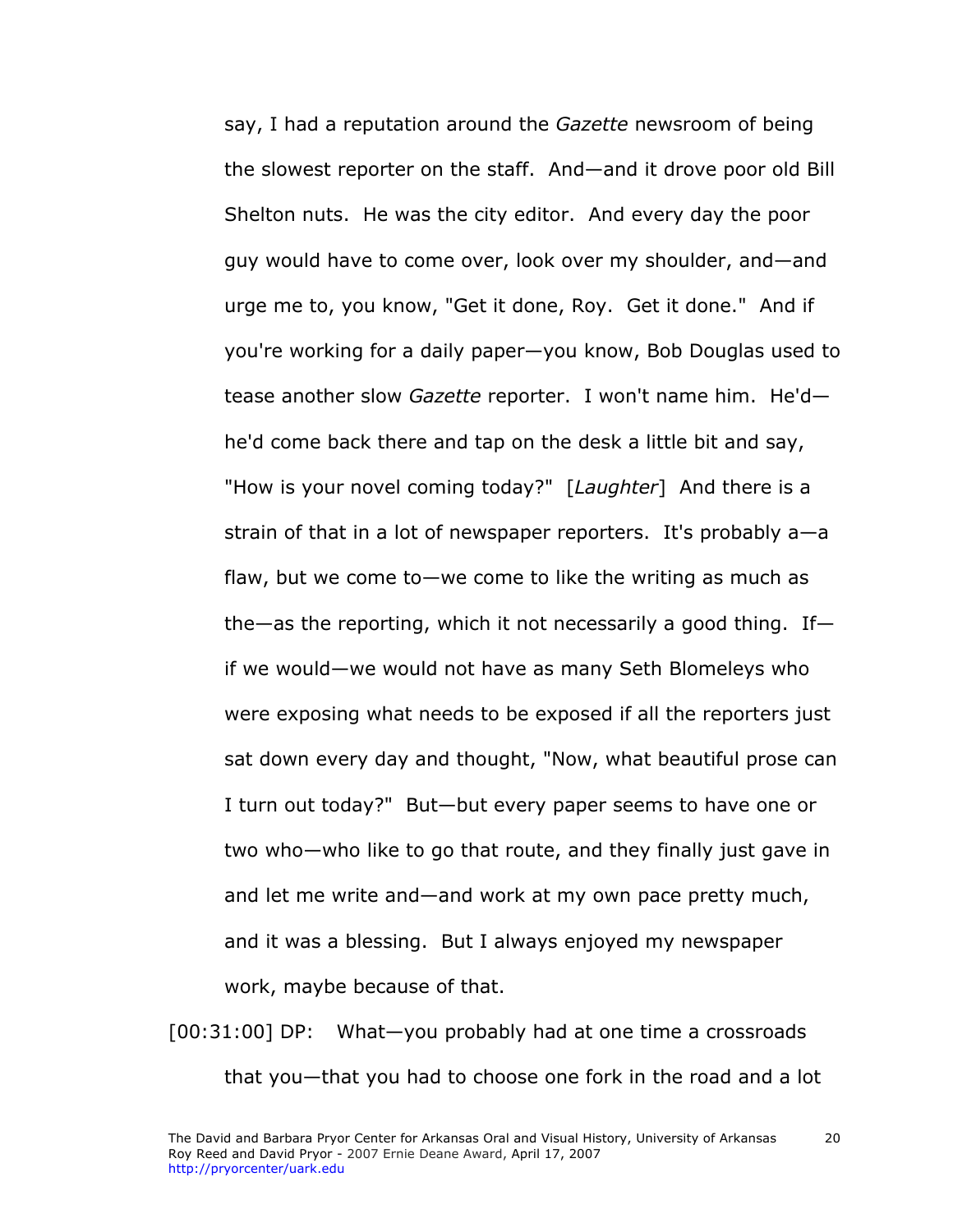say, I had a reputation around the *Gazette* newsroom of being the slowest reporter on the staff. And—and it drove poor old Bill Shelton nuts. He was the city editor. And every day the poor guy would have to come over, look over my shoulder, and—and urge me to, you know, "Get it done, Roy. Get it done." And if you're working for a daily paper—you know, Bob Douglas used to tease another slow *Gazette* reporter. I won't name him. He'd—he'd come back there and tap on the desk a little bit and say, "How is your novel coming today?" [*Laughter*] And there is a strain of that in a lot of newspaper reporters. It's probably a—a flaw, but we come to—we come to like the writing as much as the—as the reporting, which it not necessarily a good thing. If—if we would—we would not have as many Seth Blomeleys who were exposing what needs to be exposed if all the reporters just sat down every day and thought, "Now, what beautiful prose can I turn out today?" But—but every paper seems to have one or two who—who like to go that route, and they finally just gave in and let me write and—and work at my own pace pretty much, and it was a blessing. But I always enjoyed my newspaper work, maybe because of that.

[00:31:00] DP: What—you probably had at one time a crossroads that you—that you had to choose one fork in the road and a lot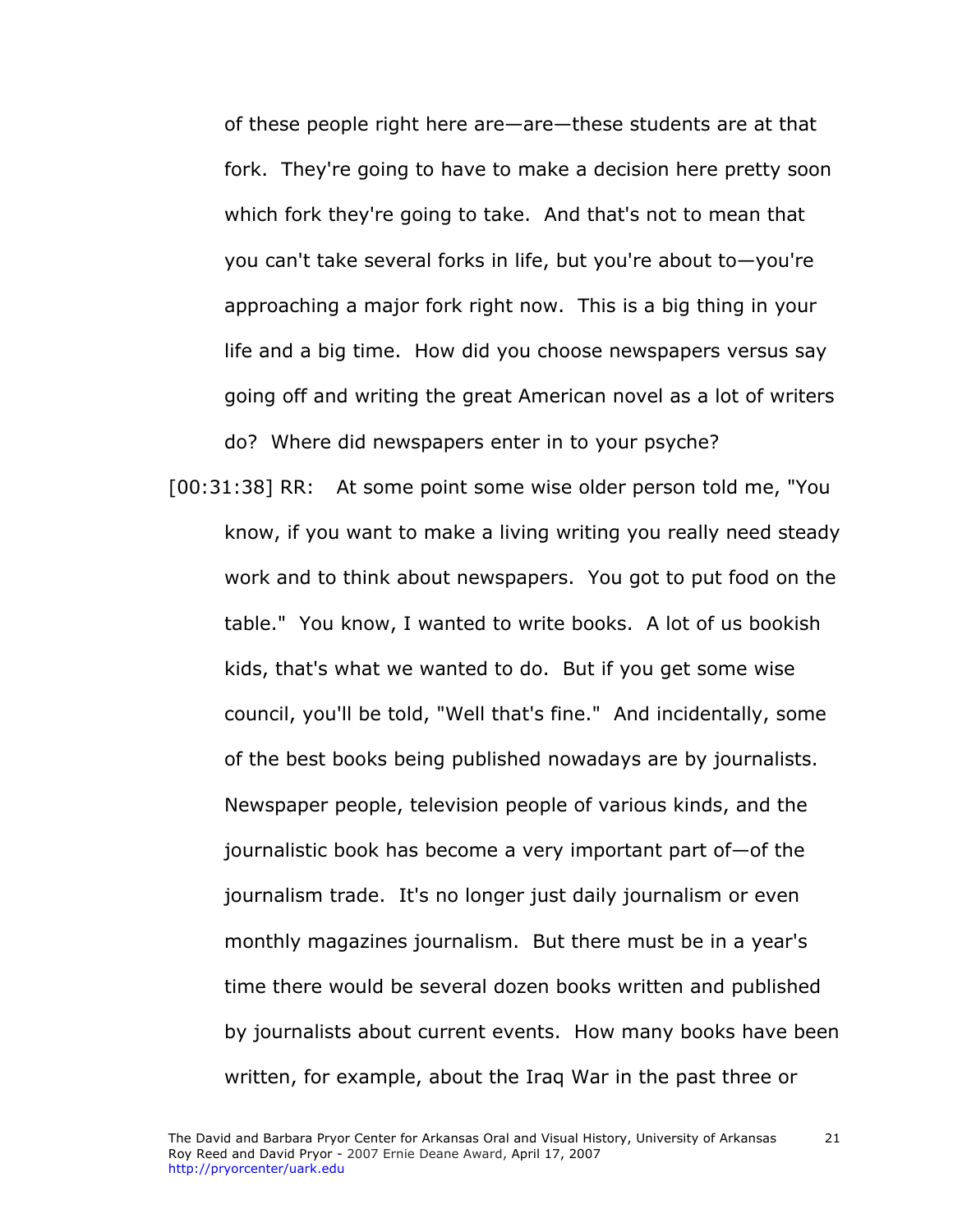of these people right here are—are—these students are at that fork. They're going to have to make a decision here pretty soon which fork they're going to take. And that's not to mean that you can't take several forks in life, but you're about to—you're approaching a major fork right now. This is a big thing in your life and a big time. How did you choose newspapers versus say going off and writing the great American novel as a lot of writers do? Where did newspapers enter in to your psyche?

[00:31:38] RR: At some point some wise older person told me, "You know, if you want to make a living writing you really need steady work and to think about newspapers. You got to put food on the table." You know, I wanted to write books. A lot of us bookish kids, that's what we wanted to do. But if you get some wise council, you'll be told, "Well that's fine." And incidentally, some of the best books being published nowadays are by journalists. Newspaper people, television people of various kinds, and the journalistic book has become a very important part of—of the journalism trade. It's no longer just daily journalism or even monthly magazines journalism. But there must be in a year's time there would be several dozen books written and published by journalists about current events. How many books have been written, for example, about the Iraq War in the past three or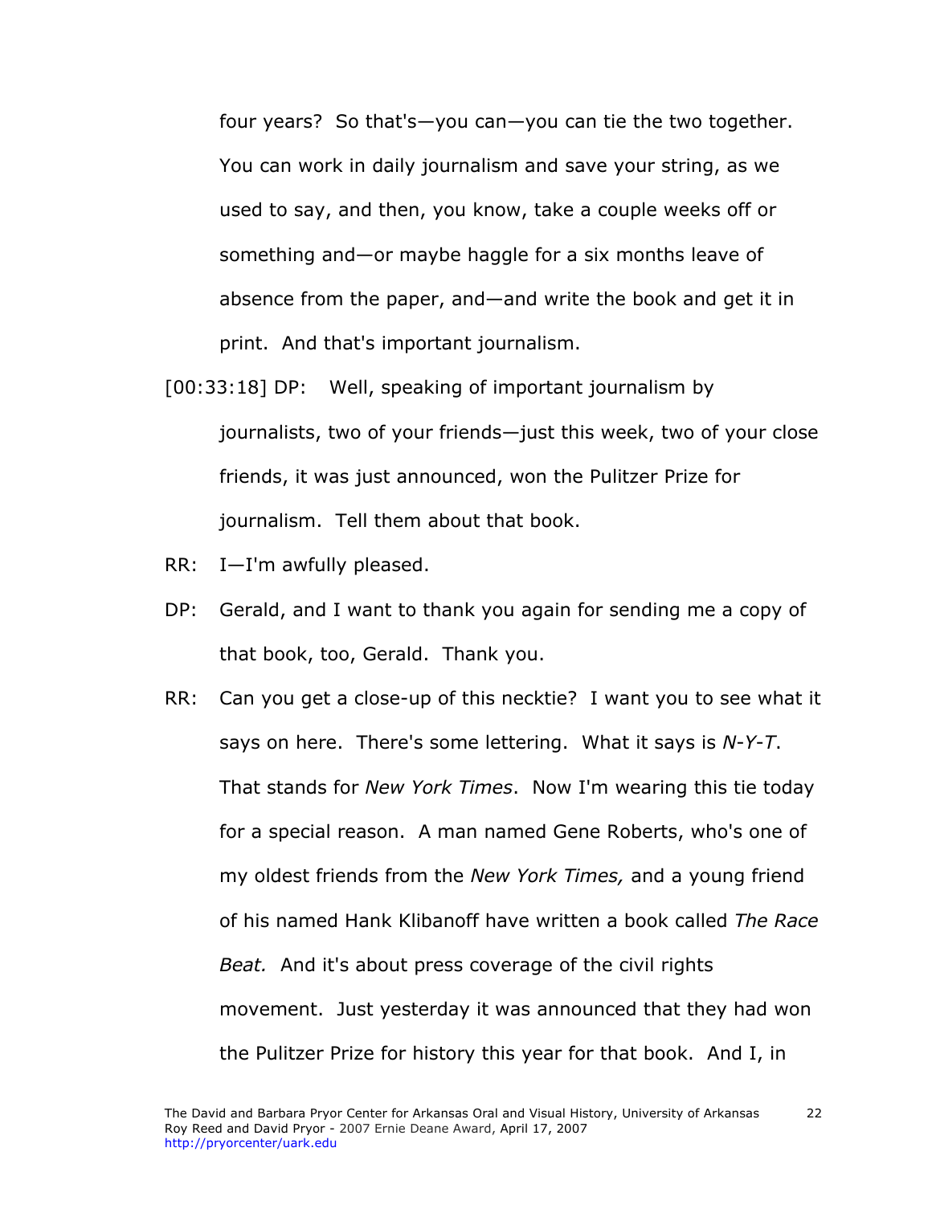four years? So that's—you can—you can tie the two together. You can work in daily journalism and save your string, as we used to say, and then, you know, take a couple weeks off or something and—or maybe haggle for a six months leave of absence from the paper, and—and write the book and get it in print. And that's important journalism.

[00:33:18] DP: Well, speaking of important journalism by journalists, two of your friends—just this week, two of your close friends, it was just announced, won the Pulitzer Prize for journalism. Tell them about that book.

RR: I—I'm awfully pleased.

DP: Gerald, and I want to thank you again for sending me a copy of that book, too, Gerald. Thank you.

RR: Can you get a close-up of this necktie? I want you to see what it says on here. There's some lettering. What it says is *N-Y-T*. That stands for *New York Times*. Now I'm wearing this tie today for a special reason. A man named Gene Roberts, who's one of my oldest friends from the *New York Times,* and a young friend of his named Hank Klibanoff have written a book called *The Race Beat.* And it's about press coverage of the civil rights movement. Just yesterday it was announced that they had won the Pulitzer Prize for history this year for that book. And I, in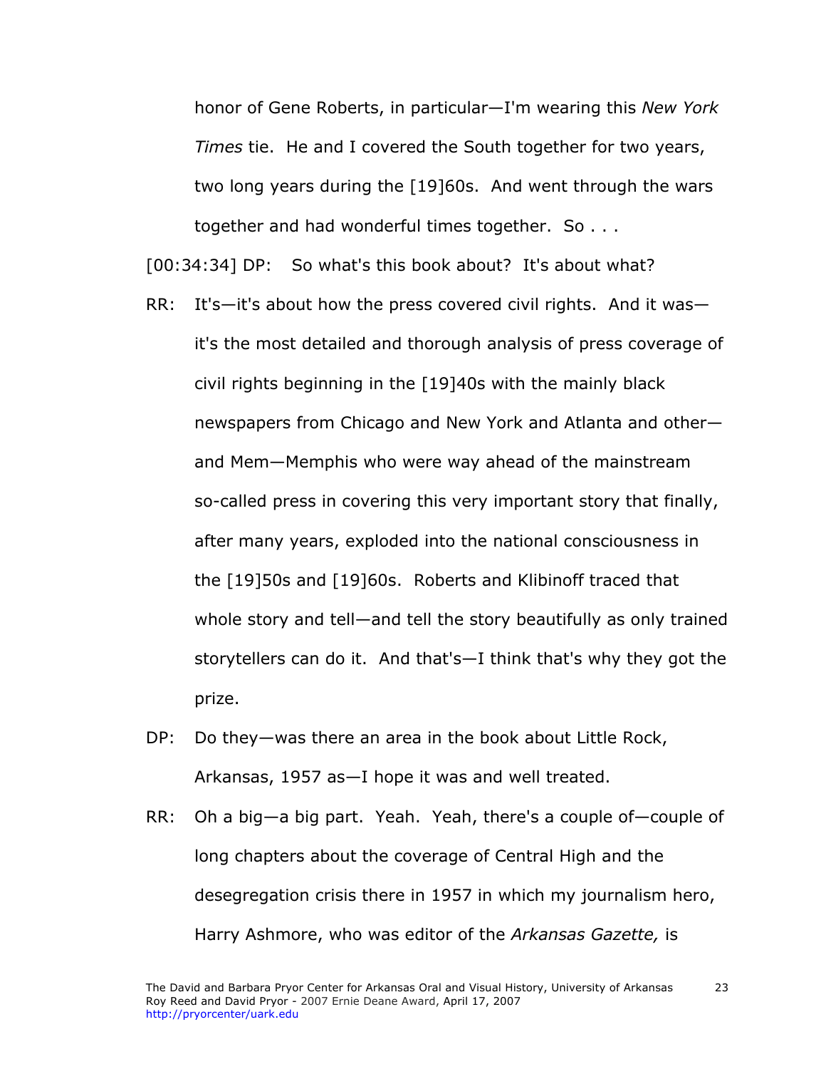honor of Gene Roberts, in particular—I'm wearing this *New York Times* tie. He and I covered the South together for two years, two long years during the [19]60s. And went through the wars together and had wonderful times together. So . . .

[00:34:34] DP: So what's this book about? It's about what?

RR: It's—it's about how the press covered civil rights. And it was—it's the most detailed and thorough analysis of press coverage of civil rights beginning in the [19]40s with the mainly black newspapers from Chicago and New York and Atlanta and other—and Mem—Memphis who were way ahead of the mainstream so-called press in covering this very important story that finally, after many years, exploded into the national consciousness in the [19]50s and [19]60s. Roberts and Klibinoff traced that whole story and tell—and tell the story beautifully as only trained storytellers can do it. And that's—I think that's why they got the prize.

DP: Do they—was there an area in the book about Little Rock, Arkansas, 1957 as—I hope it was and well treated.

RR: Oh a big—a big part. Yeah. Yeah, there's a couple of—couple of long chapters about the coverage of Central High and the desegregation crisis there in 1957 in which my journalism hero, Harry Ashmore, who was editor of the *Arkansas Gazette,* is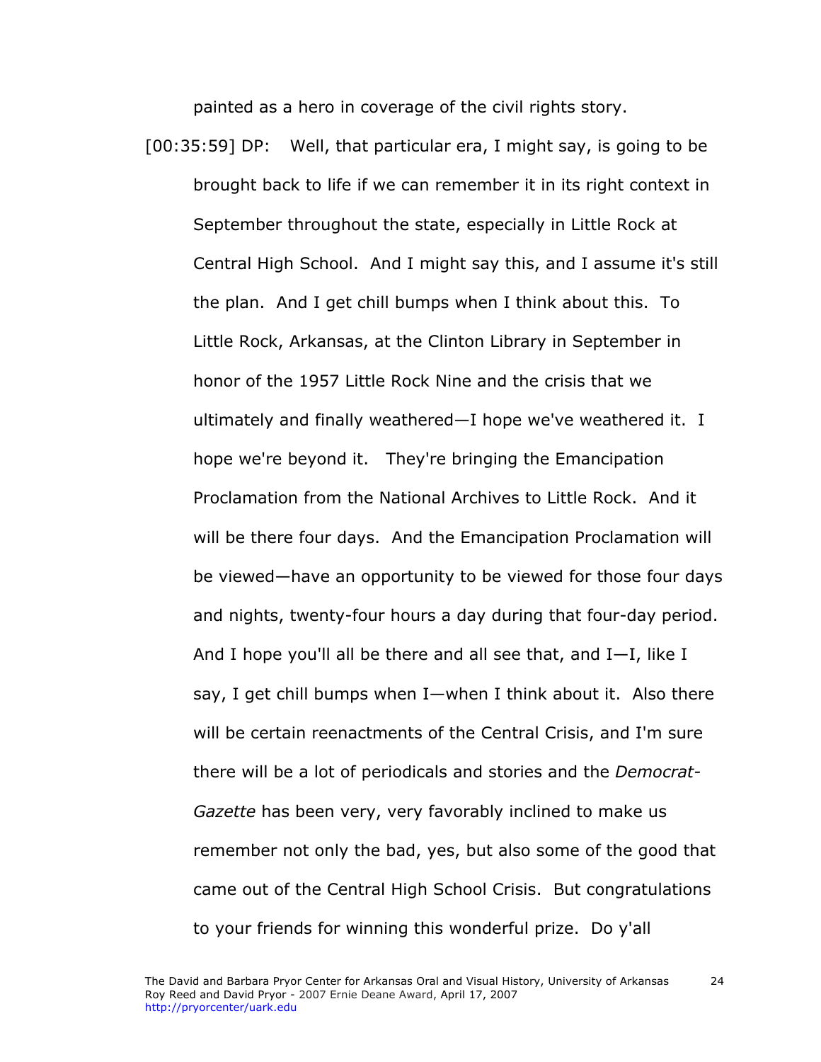painted as a hero in coverage of the civil rights story.

[00:35:59] DP: Well, that particular era, I might say, is going to be brought back to life if we can remember it in its right context in September throughout the state, especially in Little Rock at Central High School. And I might say this, and I assume it's still the plan. And I get chill bumps when I think about this. To Little Rock, Arkansas, at the Clinton Library in September in honor of the 1957 Little Rock Nine and the crisis that we ultimately and finally weathered—I hope we've weathered it. I hope we're beyond it. They're bringing the Emancipation Proclamation from the National Archives to Little Rock. And it will be there four days. And the Emancipation Proclamation will be viewed—have an opportunity to be viewed for those four days and nights, twenty-four hours a day during that four-day period. And I hope you'll all be there and all see that, and I—I, like I say, I get chill bumps when I—when I think about it. Also there will be certain reenactments of the Central Crisis, and I'm sure there will be a lot of periodicals and stories and the *Democrat-Gazette* has been very, very favorably inclined to make us remember not only the bad, yes, but also some of the good that came out of the Central High School Crisis. But congratulations to your friends for winning this wonderful prize. Do y'all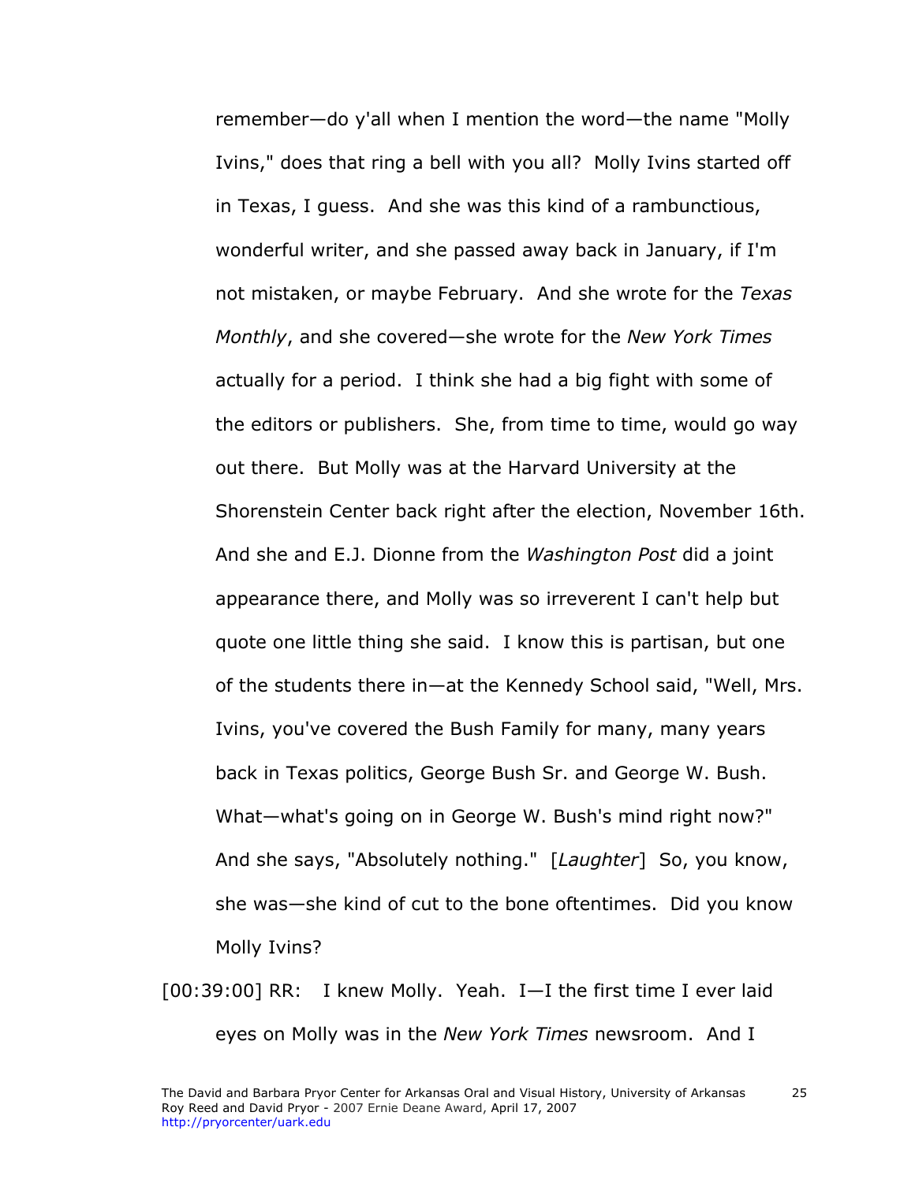remember—do y'all when I mention the word—the name "Molly Ivins," does that ring a bell with you all? Molly Ivins started off in Texas, I guess. And she was this kind of a rambunctious, wonderful writer, and she passed away back in January, if I'm not mistaken, or maybe February. And she wrote for the *Texas Monthly*, and she covered—she wrote for the *New York Times* actually for a period. I think she had a big fight with some of the editors or publishers. She, from time to time, would go way out there. But Molly was at the Harvard University at the Shorenstein Center back right after the election, November 16th. And she and E.J. Dionne from the *Washington Post* did a joint appearance there, and Molly was so irreverent I can't help but quote one little thing she said. I know this is partisan, but one of the students there in—at the Kennedy School said, "Well, Mrs. Ivins, you've covered the Bush Family for many, many years back in Texas politics, George Bush Sr. and George W. Bush. What—what's going on in George W. Bush's mind right now?" And she says, "Absolutely nothing." [*Laughter*] So, you know, she was—she kind of cut to the bone oftentimes. Did you know Molly Ivins?

[00:39:00] RR: I knew Molly. Yeah. I—I the first time I ever laid eyes on Molly was in the *New York Times* newsroom. And I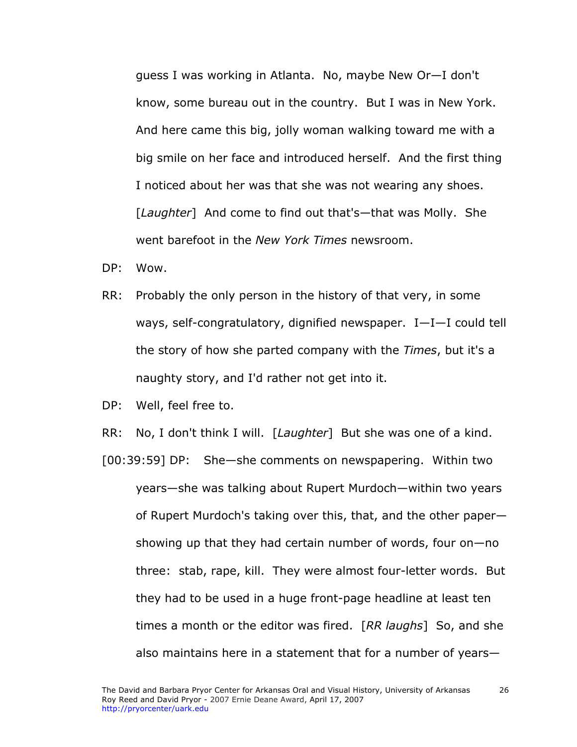guess I was working in Atlanta. No, maybe New Or—I don't know, some bureau out in the country. But I was in New York. And here came this big, jolly woman walking toward me with a big smile on her face and introduced herself. And the first thing I noticed about her was that she was not wearing any shoes. [*Laughter*] And come to find out that's—that was Molly. She went barefoot in the *New York Times* newsroom.

DP: Wow.

RR: Probably the only person in the history of that very, in some ways, self-congratulatory, dignified newspaper. I—I—I could tell the story of how she parted company with the *Times*, but it's a naughty story, and I'd rather not get into it.

DP: Well, feel free to.

RR: No, I don't think I will. [*Laughter*] But she was one of a kind.

[00:39:59] DP: She—she comments on newspapering. Within two years—she was talking about Rupert Murdoch—within two years of Rupert Murdoch's taking over this, that, and the other paper—showing up that they had certain number of words, four on—no three: stab, rape, kill. They were almost four-letter words. But they had to be used in a huge front-page headline at least ten times a month or the editor was fired. [*RR laughs*] So, and she also maintains here in a statement that for a number of years—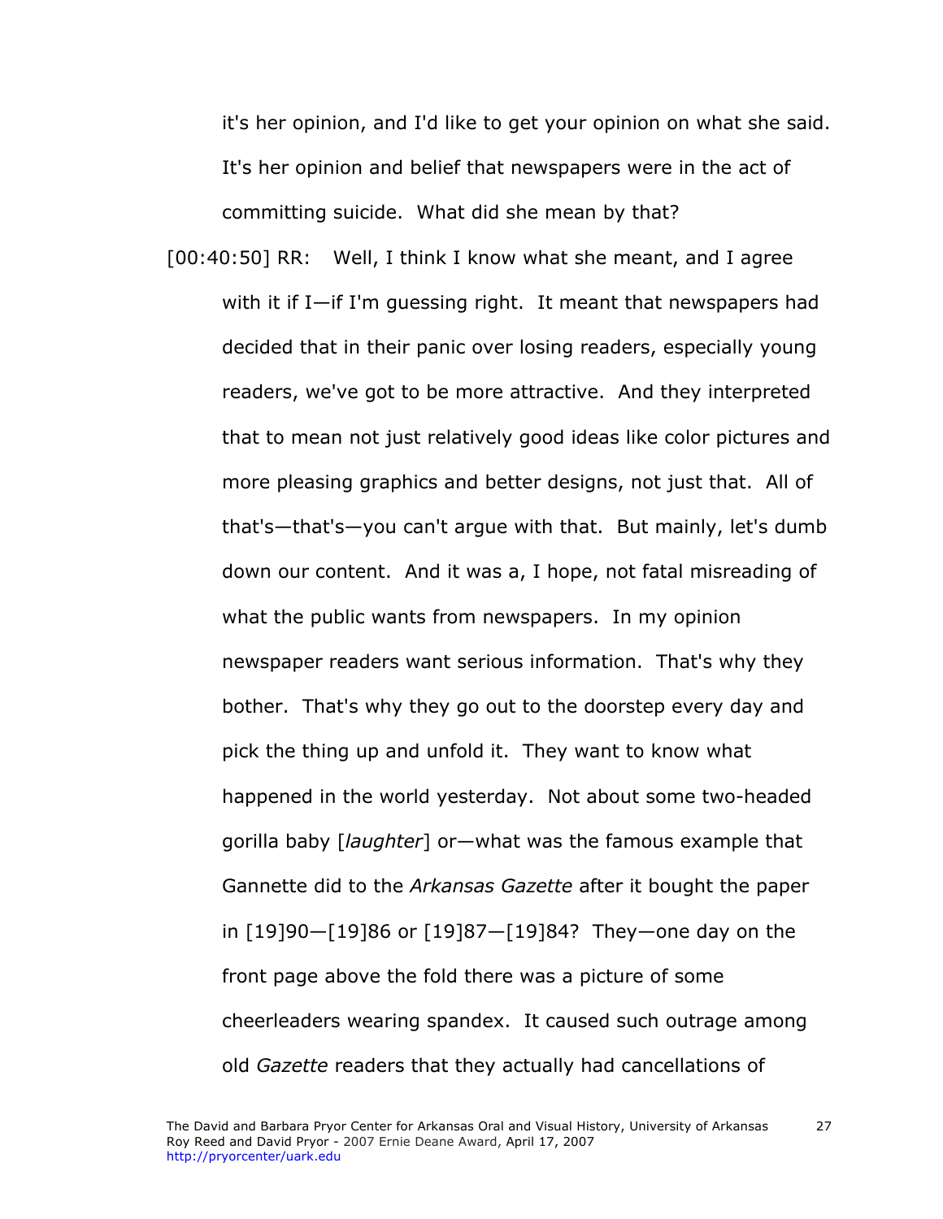it's her opinion, and I'd like to get your opinion on what she said. It's her opinion and belief that newspapers were in the act of committing suicide. What did she mean by that?

[00:40:50] RR: Well, I think I know what she meant, and I agree with it if I—if I'm guessing right. It meant that newspapers had decided that in their panic over losing readers, especially young readers, we've got to be more attractive. And they interpreted that to mean not just relatively good ideas like color pictures and more pleasing graphics and better designs, not just that. All of that's—that's—you can't argue with that. But mainly, let's dumb down our content. And it was a, I hope, not fatal misreading of what the public wants from newspapers. In my opinion newspaper readers want serious information. That's why they bother. That's why they go out to the doorstep every day and pick the thing up and unfold it. They want to know what happened in the world yesterday. Not about some two-headed gorilla baby [*laughter*] or—what was the famous example that Gannette did to the *Arkansas Gazette* after it bought the paper in [19]90—[19]86 or [19]87—[19]84? They—one day on the front page above the fold there was a picture of some cheerleaders wearing spandex. It caused such outrage among old *Gazette* readers that they actually had cancellations of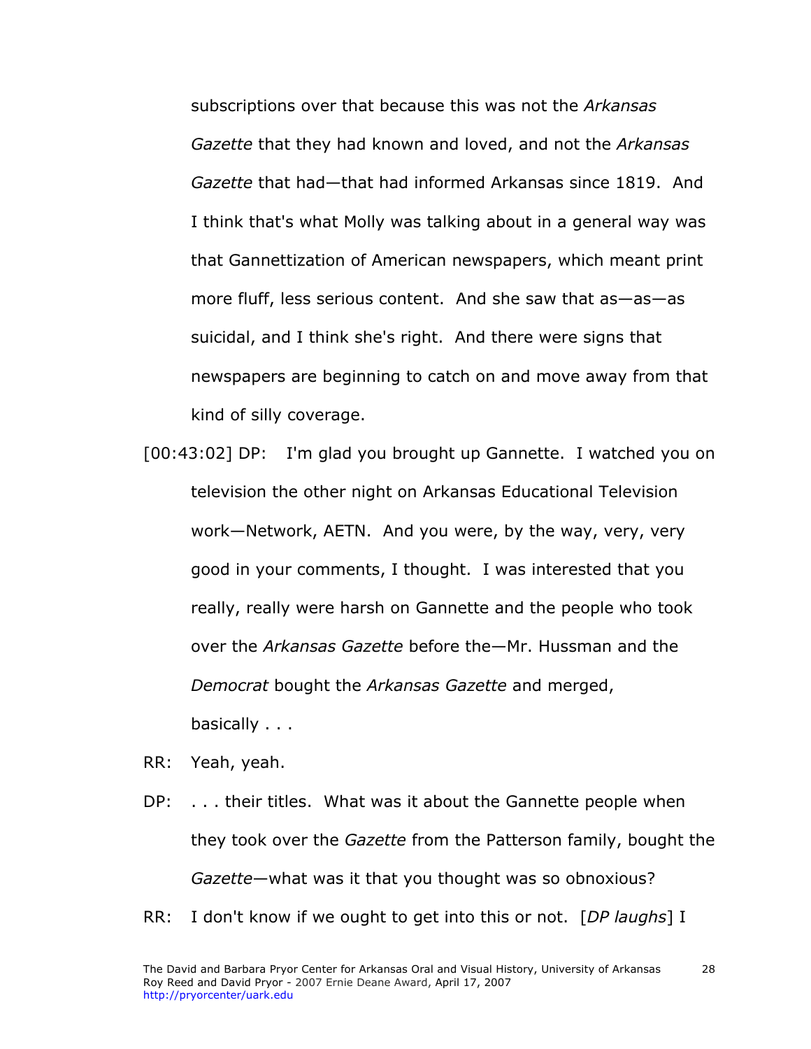subscriptions over that because this was not the *Arkansas Gazette* that they had known and loved, and not the *Arkansas Gazette* that had—that had informed Arkansas since 1819. And I think that's what Molly was talking about in a general way was that Gannettization of American newspapers, which meant print more fluff, less serious content. And she saw that as—as—as suicidal, and I think she's right. And there were signs that newspapers are beginning to catch on and move away from that kind of silly coverage.

[00:43:02] DP: I'm glad you brought up Gannette. I watched you on television the other night on Arkansas Educational Television work—Network, AETN. And you were, by the way, very, very good in your comments, I thought. I was interested that you really, really were harsh on Gannette and the people who took over the *Arkansas Gazette* before the—Mr. Hussman and the *Democrat* bought the *Arkansas Gazette* and merged, basically . . .

RR: Yeah, yeah.

DP: . . . their titles. What was it about the Gannette people when they took over the *Gazette* from the Patterson family, bought the *Gazette*—what was it that you thought was so obnoxious?

RR: I don't know if we ought to get into this or not. [*DP laughs*] I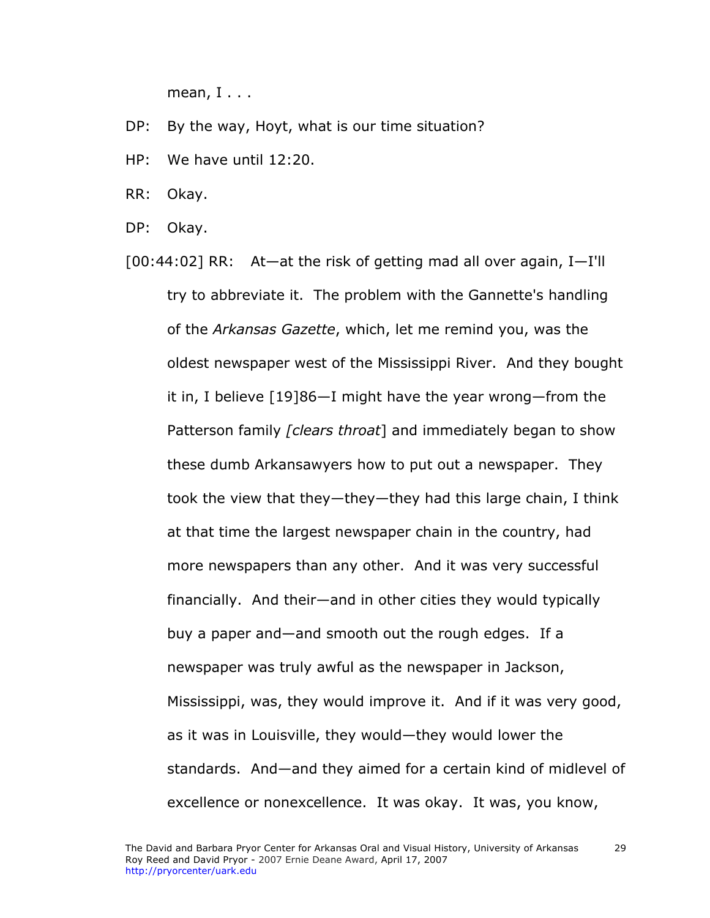mean, I . . .

DP: By the way, Hoyt, what is our time situation?

HP: We have until 12:20.

RR: Okay.

DP: Okay.

[00:44:02] RR: At—at the risk of getting mad all over again, I—I'll try to abbreviate it. The problem with the Gannette's handling of the *Arkansas Gazette*, which, let me remind you, was the oldest newspaper west of the Mississippi River. And they bought it in, I believe [19]86—I might have the year wrong—from the Patterson family *[clears throat*] and immediately began to show these dumb Arkansawyers how to put out a newspaper. They took the view that they—they—they had this large chain, I think at that time the largest newspaper chain in the country, had more newspapers than any other. And it was very successful financially. And their—and in other cities they would typically buy a paper and—and smooth out the rough edges. If a newspaper was truly awful as the newspaper in Jackson, Mississippi, was, they would improve it. And if it was very good, as it was in Louisville, they would—they would lower the standards. And—and they aimed for a certain kind of midlevel of excellence or nonexcellence. It was okay. It was, you know,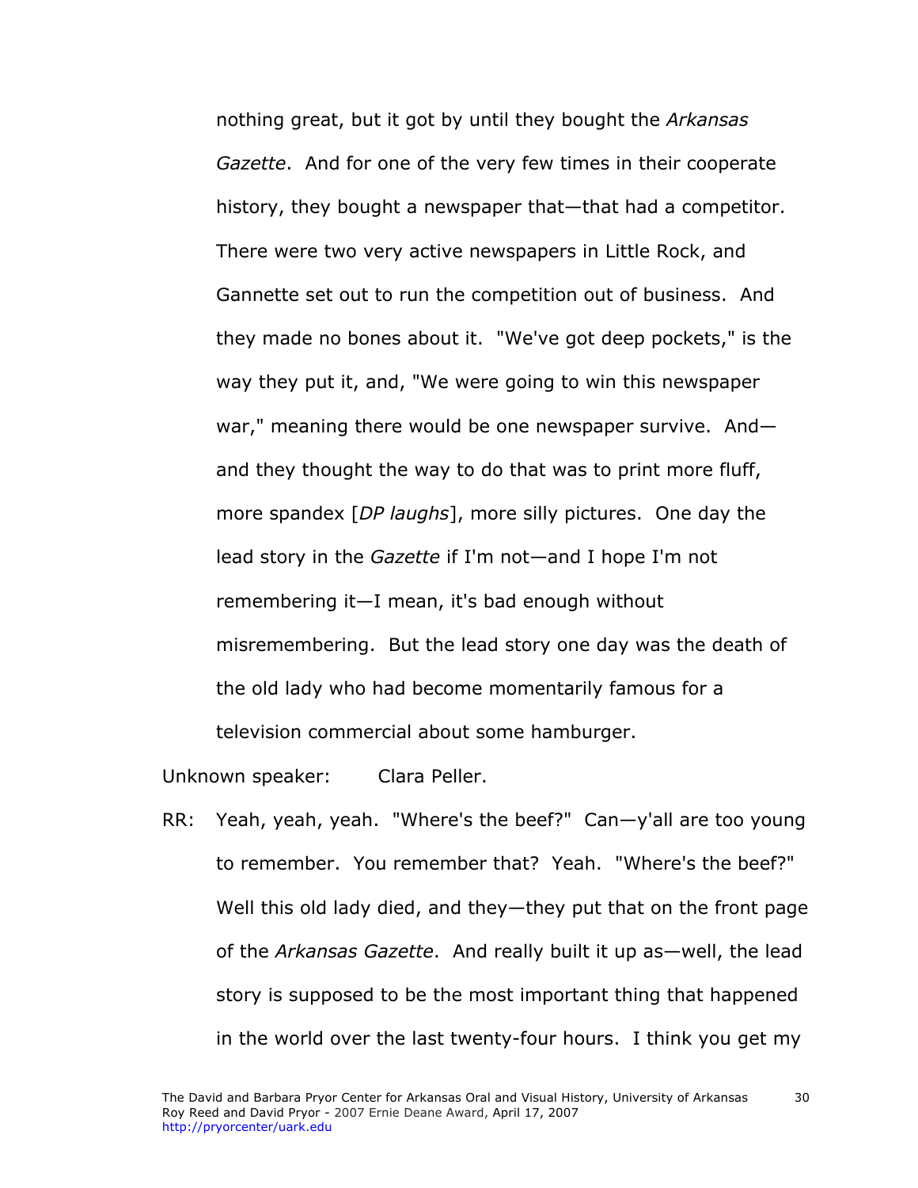nothing great, but it got by until they bought the *Arkansas Gazette*. And for one of the very few times in their cooperate history, they bought a newspaper that—that had a competitor. There were two very active newspapers in Little Rock, and Gannette set out to run the competition out of business. And they made no bones about it. "We've got deep pockets," is the way they put it, and, "We were going to win this newspaper war," meaning there would be one newspaper survive. And—and they thought the way to do that was to print more fluff, more spandex [*DP laughs*], more silly pictures. One day the lead story in the *Gazette* if I'm not—and I hope I'm not remembering it—I mean, it's bad enough without misremembering. But the lead story one day was the death of the old lady who had become momentarily famous for a television commercial about some hamburger.

Unknown speaker: Clara Peller.

RR: Yeah, yeah, yeah. "Where's the beef?" Can—y'all are too young to remember. You remember that? Yeah. "Where's the beef?" Well this old lady died, and they—they put that on the front page of the *Arkansas Gazette*. And really built it up as—well, the lead story is supposed to be the most important thing that happened in the world over the last twenty-four hours. I think you get my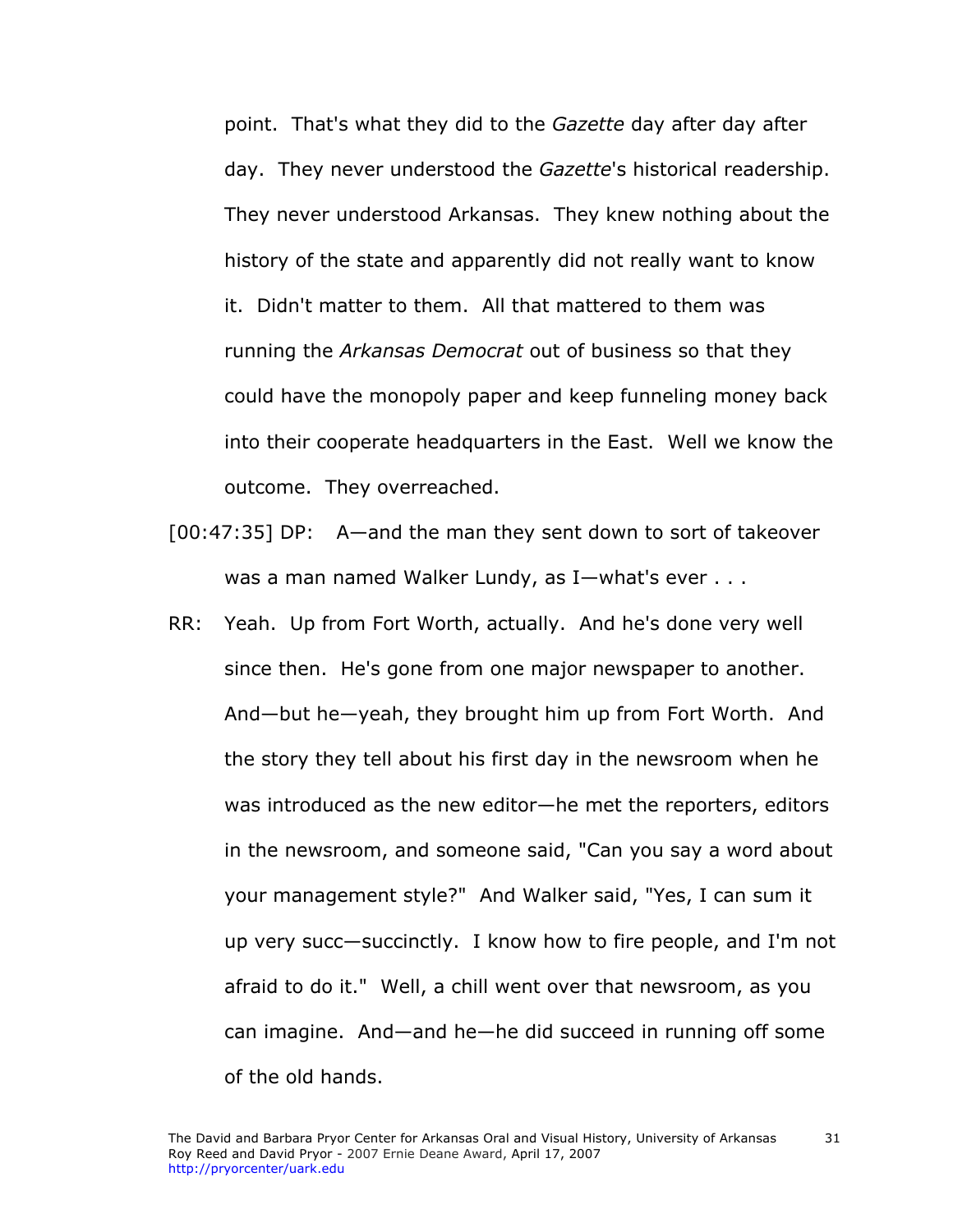point. That's what they did to the *Gazette* day after day after day. They never understood the *Gazette*'s historical readership. They never understood Arkansas. They knew nothing about the history of the state and apparently did not really want to know it. Didn't matter to them. All that mattered to them was running the *Arkansas Democrat* out of business so that they could have the monopoly paper and keep funneling money back into their cooperate headquarters in the East. Well we know the outcome. They overreached.

[00:47:35] DP: A—and the man they sent down to sort of takeover was a man named Walker Lundy, as I—what's ever . . .

RR: Yeah. Up from Fort Worth, actually. And he's done very well since then. He's gone from one major newspaper to another. And—but he—yeah, they brought him up from Fort Worth. And the story they tell about his first day in the newsroom when he was introduced as the new editor—he met the reporters, editors in the newsroom, and someone said, "Can you say a word about your management style?" And Walker said, "Yes, I can sum it up very succ—succinctly. I know how to fire people, and I'm not afraid to do it." Well, a chill went over that newsroom, as you can imagine. And—and he—he did succeed in running off some of the old hands.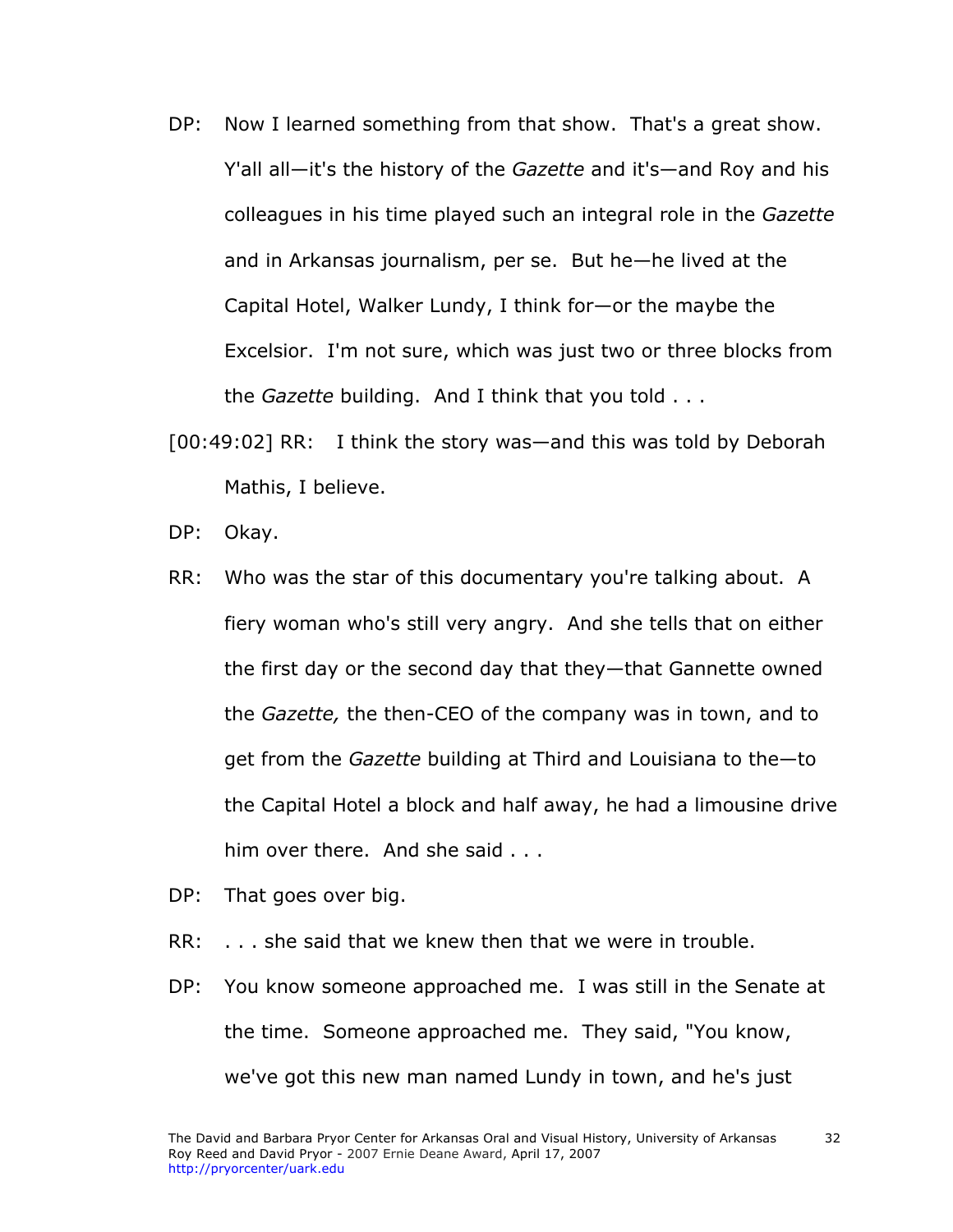DP: Now I learned something from that show. That's a great show. Y'all all—it's the history of the *Gazette* and it's—and Roy and his colleagues in his time played such an integral role in the *Gazette* and in Arkansas journalism, per se. But he—he lived at the Capital Hotel, Walker Lundy, I think for—or the maybe the Excelsior. I'm not sure, which was just two or three blocks from the *Gazette* building. And I think that you told . . .

[00:49:02] RR: I think the story was—and this was told by Deborah Mathis, I believe.

DP: Okay.

RR: Who was the star of this documentary you're talking about. A fiery woman who's still very angry. And she tells that on either the first day or the second day that they—that Gannette owned the *Gazette,* the then-CEO of the company was in town, and to get from the *Gazette* building at Third and Louisiana to the—to the Capital Hotel a block and half away, he had a limousine drive him over there. And she said . . .

DP: That goes over big.

RR: . . . she said that we knew then that we were in trouble.

DP: You know someone approached me. I was still in the Senate at the time. Someone approached me. They said, "You know, we've got this new man named Lundy in town, and he's just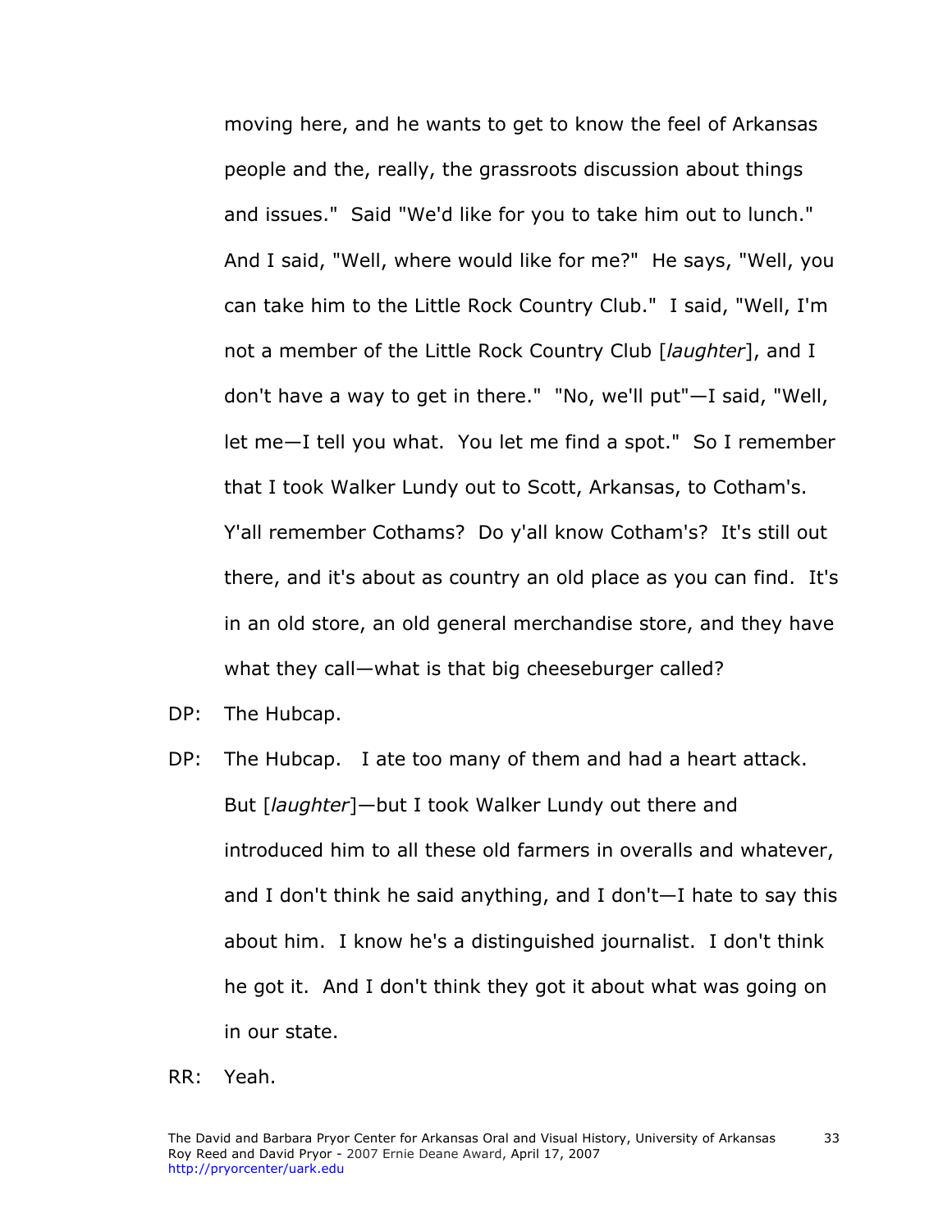moving here, and he wants to get to know the feel of Arkansas people and the, really, the grassroots discussion about things and issues." Said "We'd like for you to take him out to lunch." And I said, "Well, where would like for me?" He says, "Well, you can take him to the Little Rock Country Club." I said, "Well, I'm not a member of the Little Rock Country Club [*laughter*], and I don't have a way to get in there." "No, we'll put"—I said, "Well, let me—I tell you what. You let me find a spot." So I remember that I took Walker Lundy out to Scott, Arkansas, to Cotham's. Y'all remember Cothams? Do y'all know Cotham's? It's still out there, and it's about as country an old place as you can find. It's in an old store, an old general merchandise store, and they have what they call—what is that big cheeseburger called?

DP: The Hubcap.

DP: The Hubcap. I ate too many of them and had a heart attack. But [*laughter*]—but I took Walker Lundy out there and introduced him to all these old farmers in overalls and whatever, and I don't think he said anything, and I don't—I hate to say this about him. I know he's a distinguished journalist. I don't think he got it. And I don't think they got it about what was going on in our state.

RR: Yeah.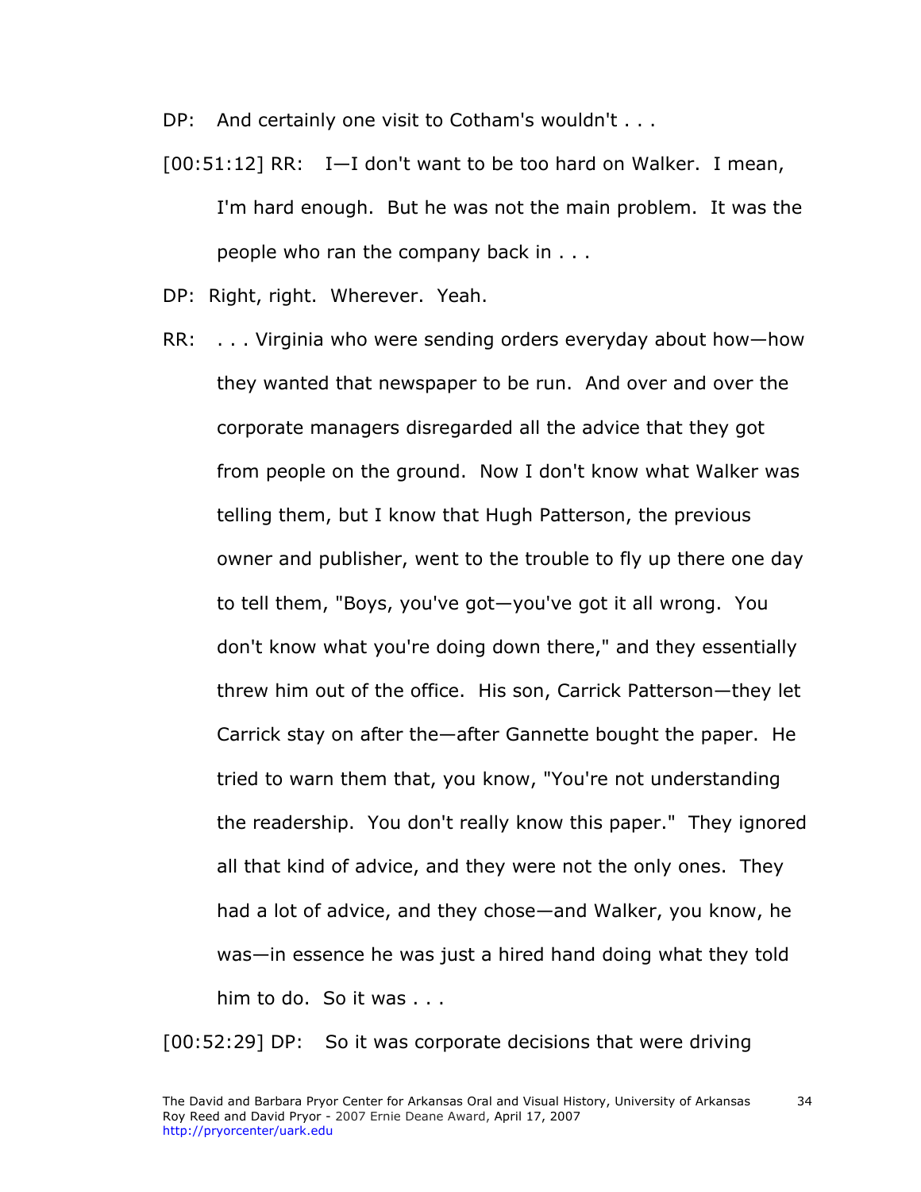DP: And certainly one visit to Cotham's wouldn't . . .

[00:51:12] RR: I—I don't want to be too hard on Walker. I mean, I'm hard enough. But he was not the main problem. It was the people who ran the company back in . . .

DP: Right, right. Wherever. Yeah.

RR: . . . Virginia who were sending orders everyday about how—how they wanted that newspaper to be run. And over and over the corporate managers disregarded all the advice that they got from people on the ground. Now I don't know what Walker was telling them, but I know that Hugh Patterson, the previous owner and publisher, went to the trouble to fly up there one day to tell them, "Boys, you've got—you've got it all wrong. You don't know what you're doing down there," and they essentially threw him out of the office. His son, Carrick Patterson—they let Carrick stay on after the—after Gannette bought the paper. He tried to warn them that, you know, "You're not understanding the readership. You don't really know this paper." They ignored all that kind of advice, and they were not the only ones. They had a lot of advice, and they chose—and Walker, you know, he was—in essence he was just a hired hand doing what they told him to do. So it was . . .

[00:52:29] DP: So it was corporate decisions that were driving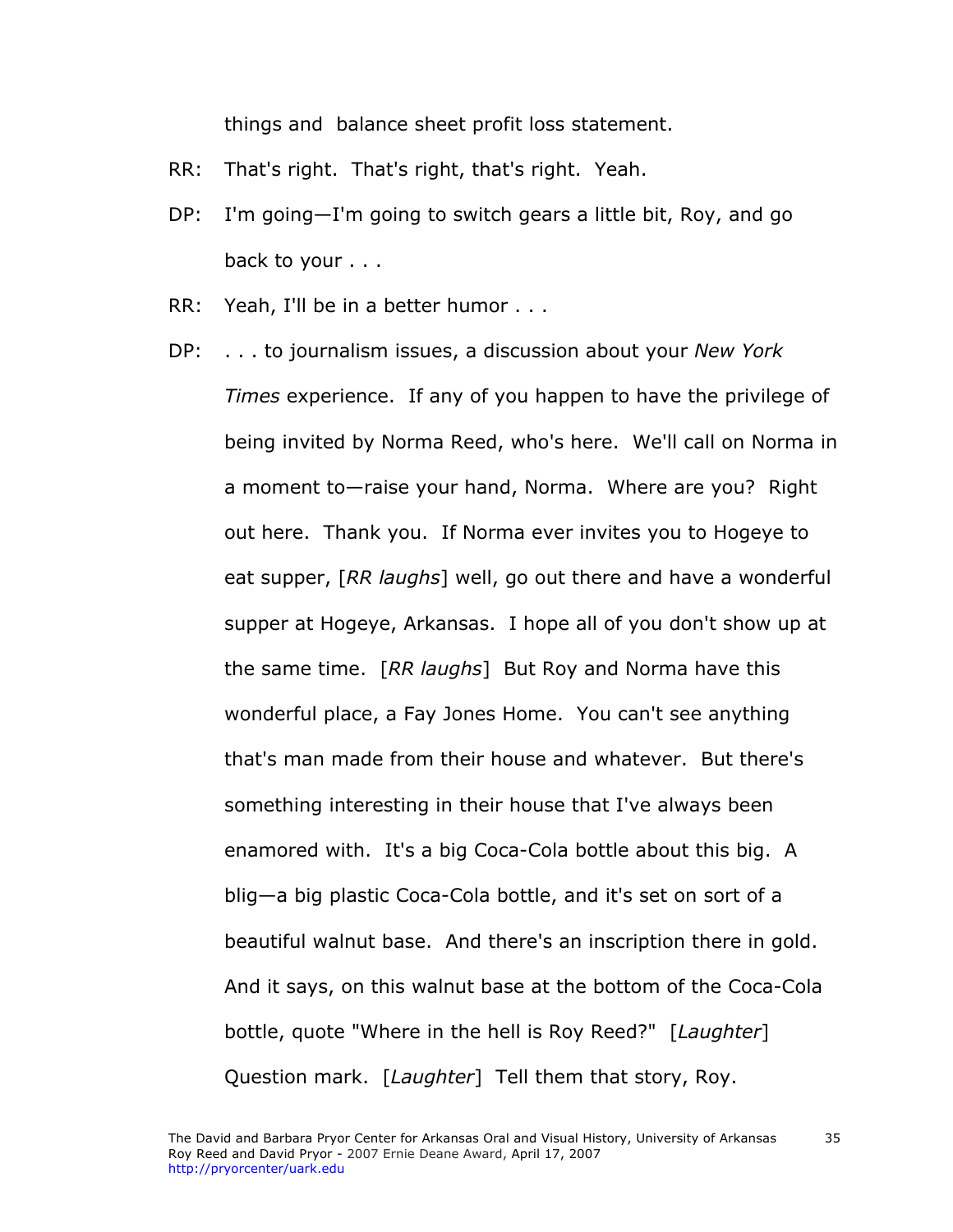things and  balance sheet profit loss statement.

RR: That's right.  That's right, that's right.  Yeah.

DP: I'm going—I'm going to switch gears a little bit, Roy, and go back to your . . .

RR: Yeah, I'll be in a better humor . . .

DP: . . . to journalism issues, a discussion about your *New York Times* experience.  If any of you happen to have the privilege of being invited by Norma Reed, who's here.  We'll call on Norma in a moment to—raise your hand, Norma.  Where are you?  Right out here.  Thank you.  If Norma ever invites you to Hogeye to eat supper, [*RR laughs*] well, go out there and have a wonderful supper at Hogeye, Arkansas.  I hope all of you don't show up at the same time.  [*RR laughs*]  But Roy and Norma have this wonderful place, a Fay Jones Home.  You can't see anything that's man made from their house and whatever.  But there's something interesting in their house that I've always been enamored with.  It's a big Coca-Cola bottle about this big.  A blig—a big plastic Coca-Cola bottle, and it's set on sort of a beautiful walnut base.  And there's an inscription there in gold.  And it says, on this walnut base at the bottom of the Coca-Cola bottle, quote "Where in the hell is Roy Reed?"  [*Laughter*]  Question mark.  [*Laughter*]  Tell them that story, Roy.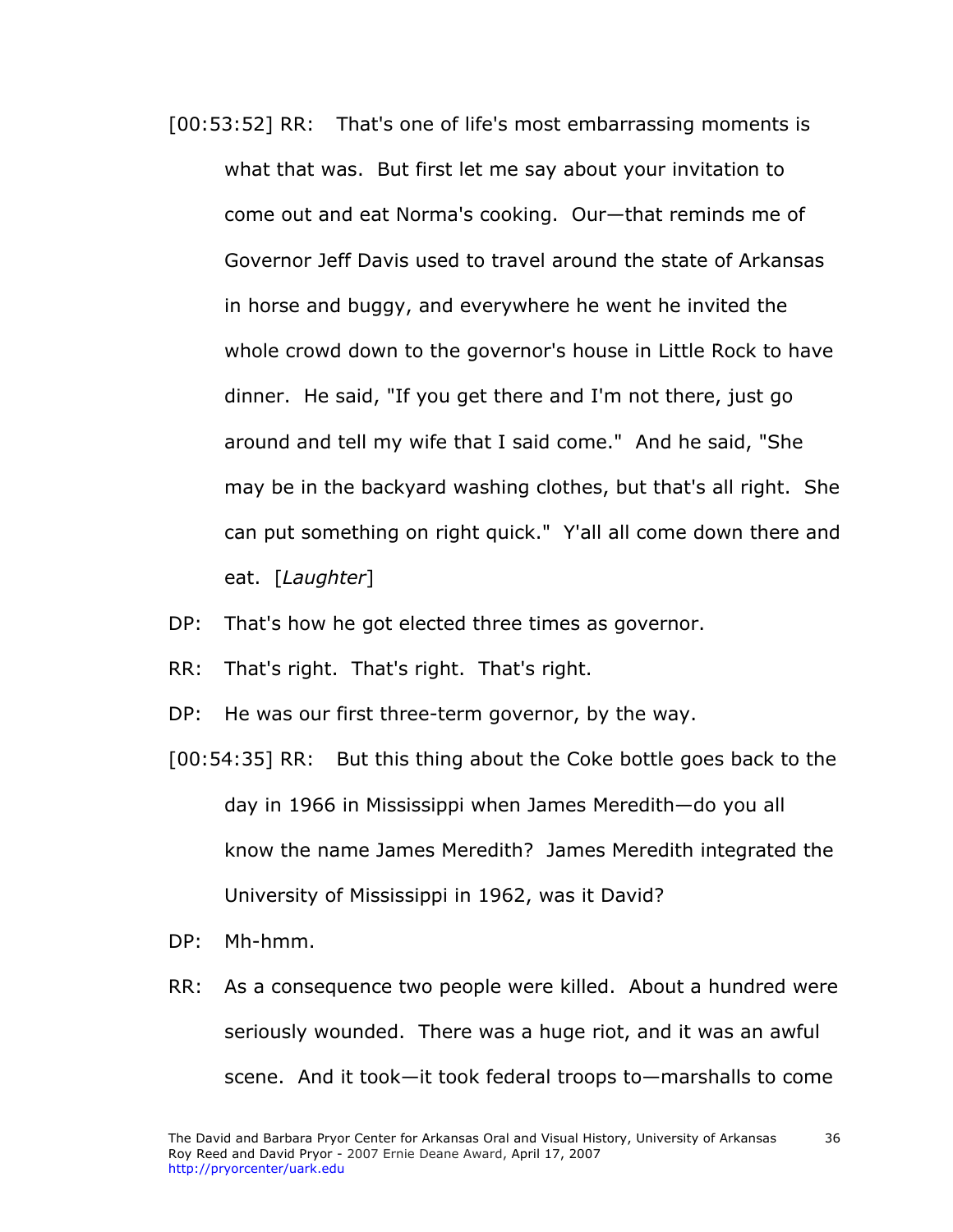[00:53:52] RR: That's one of life's most embarrassing moments is what that was. But first let me say about your invitation to come out and eat Norma's cooking. Our—that reminds me of Governor Jeff Davis used to travel around the state of Arkansas in horse and buggy, and everywhere he went he invited the whole crowd down to the governor's house in Little Rock to have dinner. He said, "If you get there and I'm not there, just go around and tell my wife that I said come." And he said, "She may be in the backyard washing clothes, but that's all right. She can put something on right quick." Y'all all come down there and eat. [*Laughter*]

DP: That's how he got elected three times as governor.

RR: That's right. That's right. That's right.

DP: He was our first three-term governor, by the way.

[00:54:35] RR: But this thing about the Coke bottle goes back to the day in 1966 in Mississippi when James Meredith—do you all know the name James Meredith? James Meredith integrated the University of Mississippi in 1962, was it David?

DP: Mh-hmm.

RR: As a consequence two people were killed. About a hundred were seriously wounded. There was a huge riot, and it was an awful scene. And it took—it took federal troops to—marshalls to come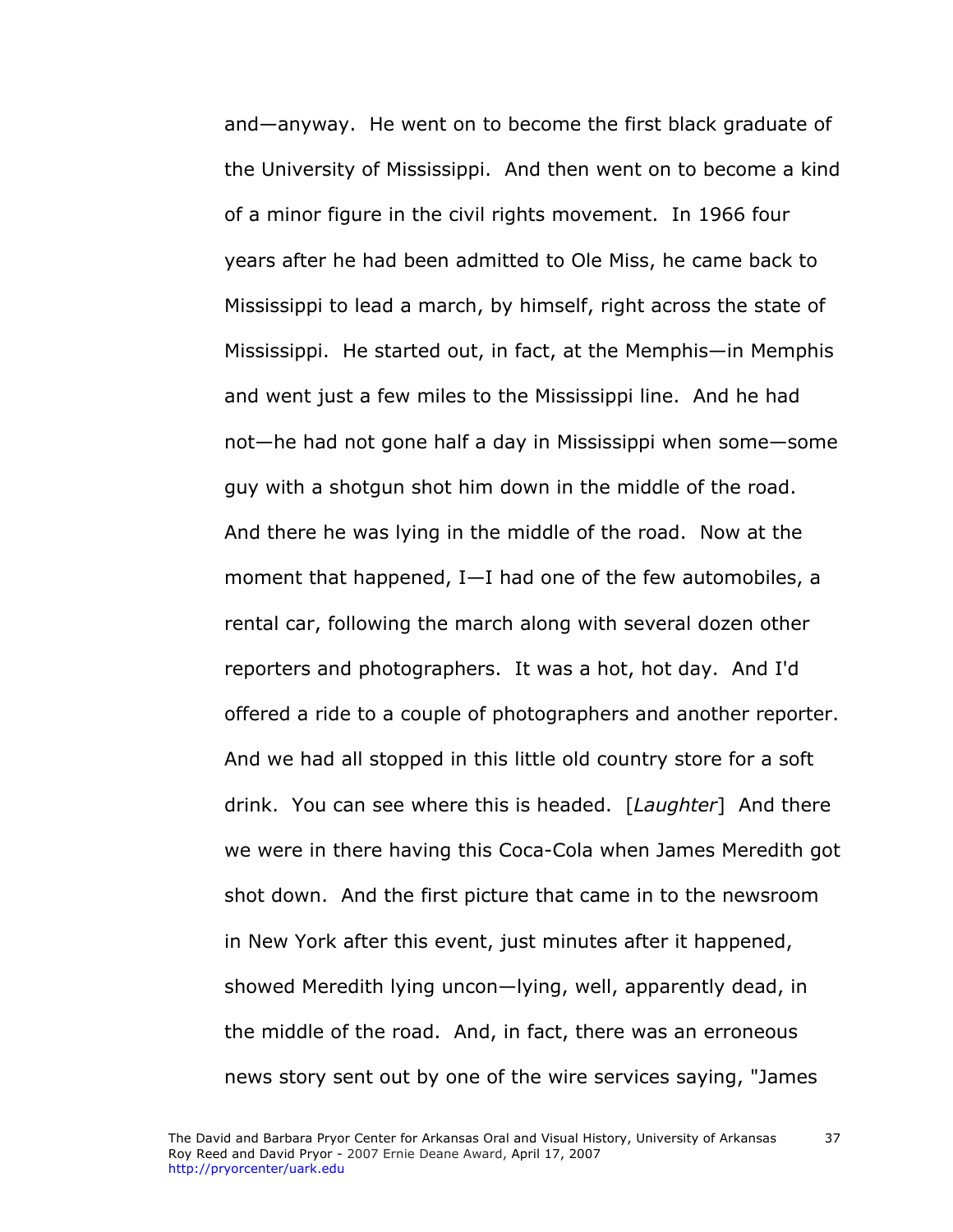and—anyway. He went on to become the first black graduate of the University of Mississippi. And then went on to become a kind of a minor figure in the civil rights movement. In 1966 four years after he had been admitted to Ole Miss, he came back to Mississippi to lead a march, by himself, right across the state of Mississippi. He started out, in fact, at the Memphis—in Memphis and went just a few miles to the Mississippi line. And he had not—he had not gone half a day in Mississippi when some—some guy with a shotgun shot him down in the middle of the road. And there he was lying in the middle of the road. Now at the moment that happened, I—I had one of the few automobiles, a rental car, following the march along with several dozen other reporters and photographers. It was a hot, hot day. And I'd offered a ride to a couple of photographers and another reporter. And we had all stopped in this little old country store for a soft drink. You can see where this is headed. [*Laughter*] And there we were in there having this Coca-Cola when James Meredith got shot down. And the first picture that came in to the newsroom in New York after this event, just minutes after it happened, showed Meredith lying uncon—lying, well, apparently dead, in the middle of the road. And, in fact, there was an erroneous news story sent out by one of the wire services saying, "James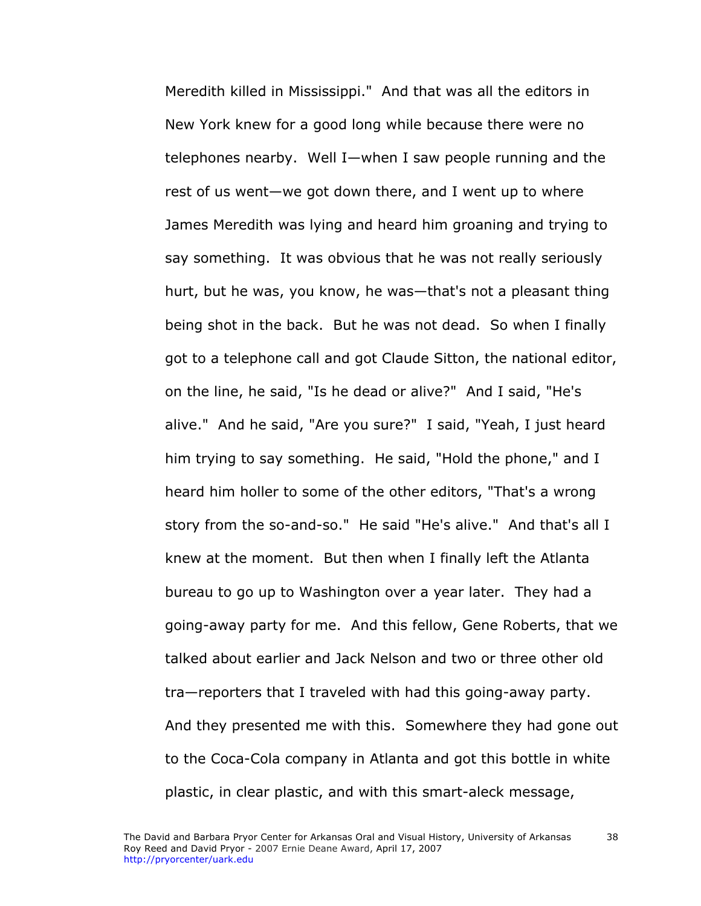Meredith killed in Mississippi." And that was all the editors in New York knew for a good long while because there were no telephones nearby. Well I—when I saw people running and the rest of us went—we got down there, and I went up to where James Meredith was lying and heard him groaning and trying to say something. It was obvious that he was not really seriously hurt, but he was, you know, he was—that's not a pleasant thing being shot in the back. But he was not dead. So when I finally got to a telephone call and got Claude Sitton, the national editor, on the line, he said, "Is he dead or alive?" And I said, "He's alive." And he said, "Are you sure?" I said, "Yeah, I just heard him trying to say something. He said, "Hold the phone," and I heard him holler to some of the other editors, "That's a wrong story from the so-and-so." He said "He's alive." And that's all I knew at the moment. But then when I finally left the Atlanta bureau to go up to Washington over a year later. They had a going-away party for me. And this fellow, Gene Roberts, that we talked about earlier and Jack Nelson and two or three other old tra—reporters that I traveled with had this going-away party. And they presented me with this. Somewhere they had gone out to the Coca-Cola company in Atlanta and got this bottle in white plastic, in clear plastic, and with this smart-aleck message,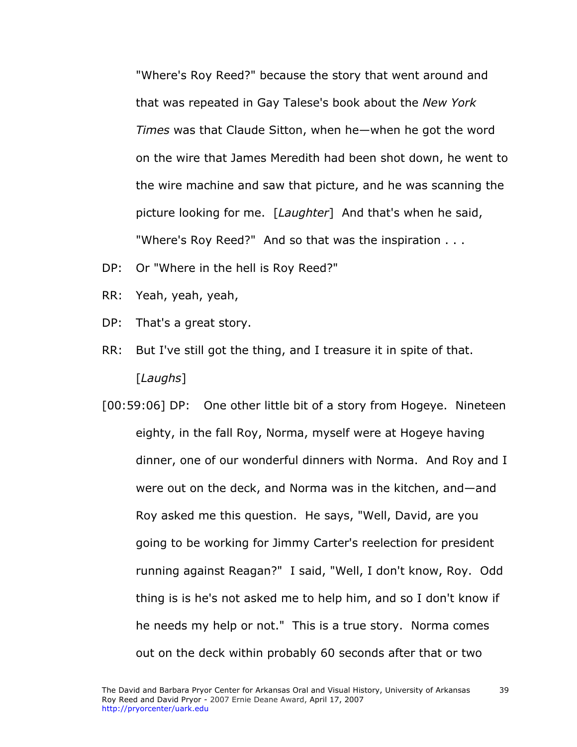"Where's Roy Reed?" because the story that went around and that was repeated in Gay Talese's book about the *New York Times* was that Claude Sitton, when he—when he got the word on the wire that James Meredith had been shot down, he went to the wire machine and saw that picture, and he was scanning the picture looking for me. [*Laughter*] And that's when he said, "Where's Roy Reed?" And so that was the inspiration . . .

DP: Or "Where in the hell is Roy Reed?"

RR: Yeah, yeah, yeah,

DP: That's a great story.

RR: But I've still got the thing, and I treasure it in spite of that. [*Laughs*]

[00:59:06] DP: One other little bit of a story from Hogeye. Nineteen eighty, in the fall Roy, Norma, myself were at Hogeye having dinner, one of our wonderful dinners with Norma. And Roy and I were out on the deck, and Norma was in the kitchen, and—and Roy asked me this question. He says, "Well, David, are you going to be working for Jimmy Carter's reelection for president running against Reagan?" I said, "Well, I don't know, Roy. Odd thing is is he's not asked me to help him, and so I don't know if he needs my help or not." This is a true story. Norma comes out on the deck within probably 60 seconds after that or two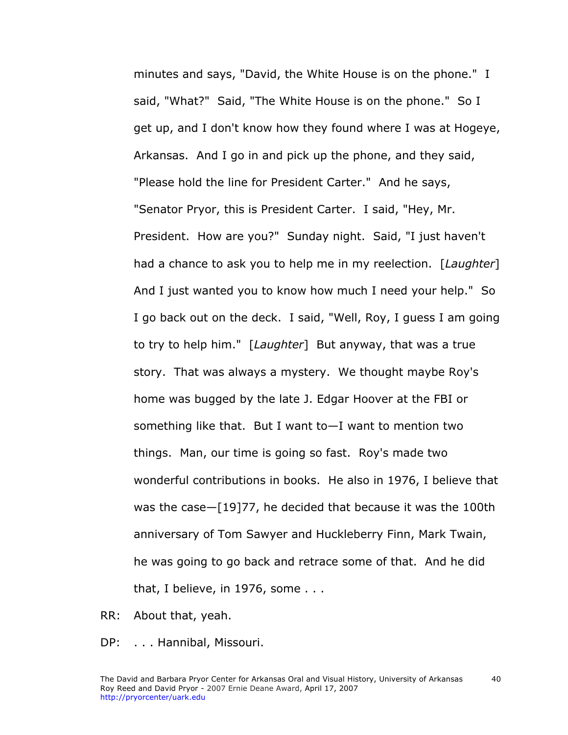minutes and says, "David, the White House is on the phone." I said, "What?" Said, "The White House is on the phone." So I get up, and I don't know how they found where I was at Hogeye, Arkansas. And I go in and pick up the phone, and they said, "Please hold the line for President Carter." And he says, "Senator Pryor, this is President Carter. I said, "Hey, Mr. President. How are you?" Sunday night. Said, "I just haven't had a chance to ask you to help me in my reelection. [*Laughter*] And I just wanted you to know how much I need your help." So I go back out on the deck. I said, "Well, Roy, I guess I am going to try to help him." [*Laughter*] But anyway, that was a true story. That was always a mystery. We thought maybe Roy's home was bugged by the late J. Edgar Hoover at the FBI or something like that. But I want to—I want to mention two things. Man, our time is going so fast. Roy's made two wonderful contributions in books. He also in 1976, I believe that was the case—[19]77, he decided that because it was the 100th anniversary of Tom Sawyer and Huckleberry Finn, Mark Twain, he was going to go back and retrace some of that. And he did that, I believe, in 1976, some . . .

RR: About that, yeah.

DP: . . . Hannibal, Missouri.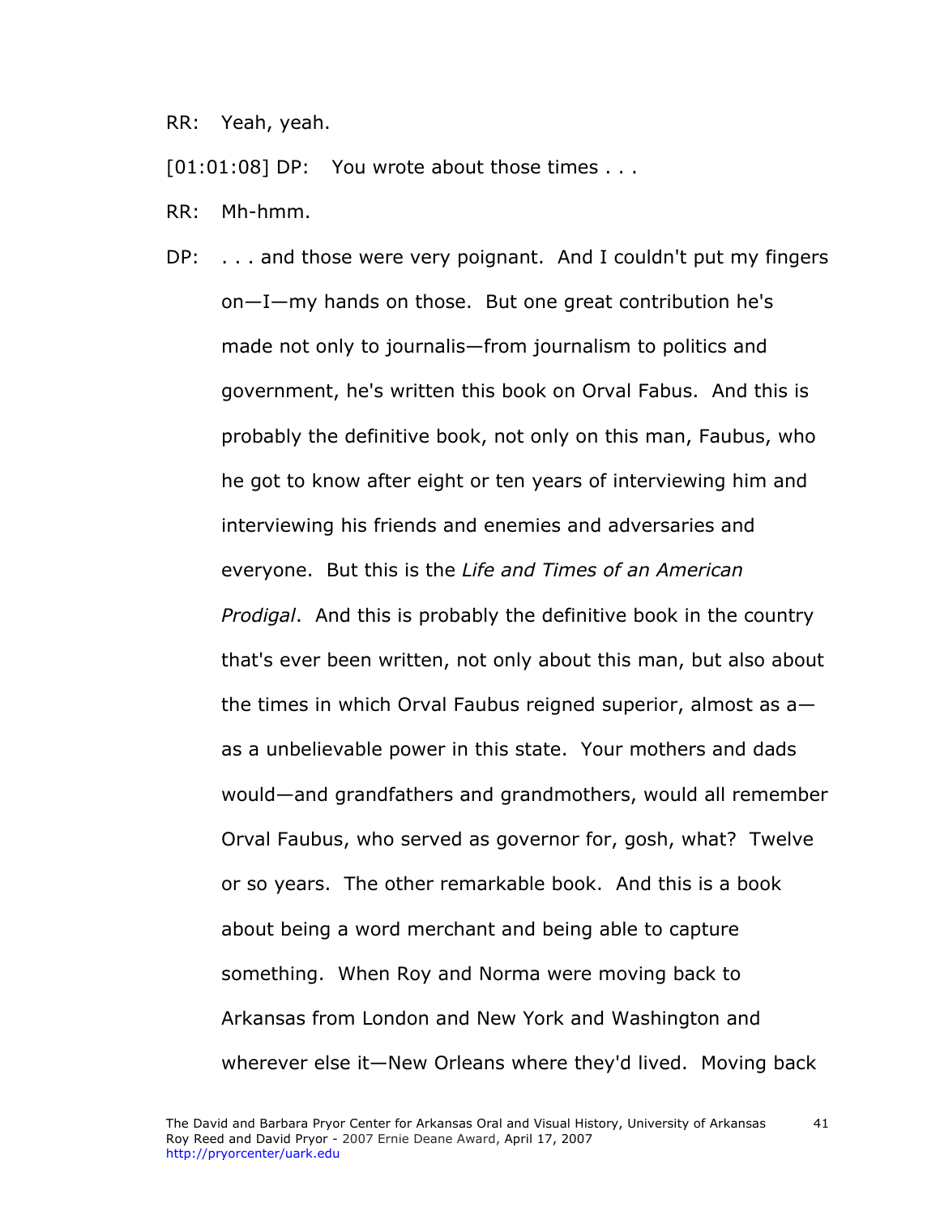RR: Yeah, yeah.

[01:01:08] DP: You wrote about those times . . .

RR: Mh-hmm.

DP: . . . and those were very poignant. And I couldn't put my fingers on—I—my hands on those. But one great contribution he's made not only to journalis—from journalism to politics and government, he's written this book on Orval Fabus. And this is probably the definitive book, not only on this man, Faubus, who he got to know after eight or ten years of interviewing him and interviewing his friends and enemies and adversaries and everyone. But this is the *Life and Times of an American Prodigal*. And this is probably the definitive book in the country that's ever been written, not only about this man, but also about the times in which Orval Faubus reigned superior, almost as a—as a unbelievable power in this state. Your mothers and dads would—and grandfathers and grandmothers, would all remember Orval Faubus, who served as governor for, gosh, what? Twelve or so years. The other remarkable book. And this is a book about being a word merchant and being able to capture something. When Roy and Norma were moving back to Arkansas from London and New York and Washington and wherever else it—New Orleans where they'd lived. Moving back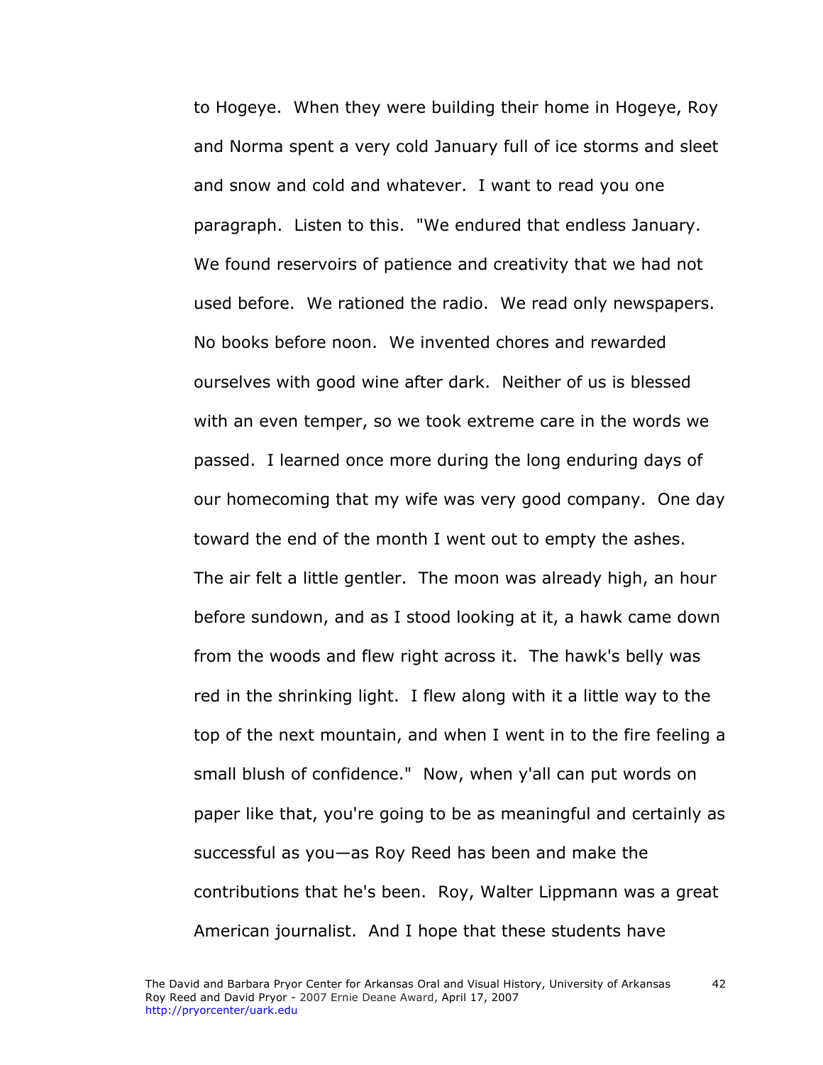to Hogeye. When they were building their home in Hogeye, Roy and Norma spent a very cold January full of ice storms and sleet and snow and cold and whatever. I want to read you one paragraph. Listen to this. "We endured that endless January. We found reservoirs of patience and creativity that we had not used before. We rationed the radio. We read only newspapers. No books before noon. We invented chores and rewarded ourselves with good wine after dark. Neither of us is blessed with an even temper, so we took extreme care in the words we passed. I learned once more during the long enduring days of our homecoming that my wife was very good company. One day toward the end of the month I went out to empty the ashes. The air felt a little gentler. The moon was already high, an hour before sundown, and as I stood looking at it, a hawk came down from the woods and flew right across it. The hawk's belly was red in the shrinking light. I flew along with it a little way to the top of the next mountain, and when I went in to the fire feeling a small blush of confidence." Now, when y'all can put words on paper like that, you're going to be as meaningful and certainly as successful as you—as Roy Reed has been and make the contributions that he's been. Roy, Walter Lippmann was a great American journalist. And I hope that these students have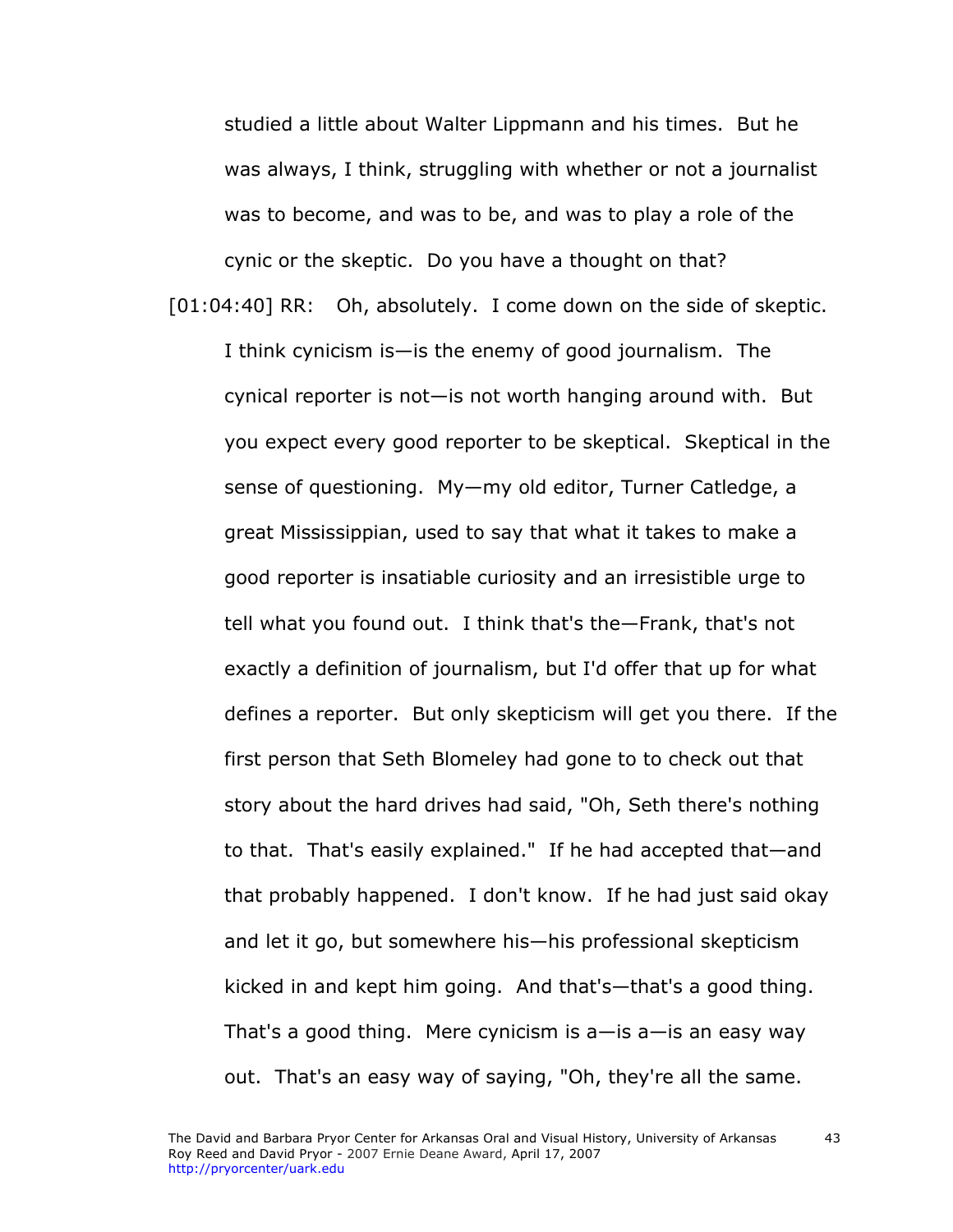studied a little about Walter Lippmann and his times. But he was always, I think, struggling with whether or not a journalist was to become, and was to be, and was to play a role of the cynic or the skeptic. Do you have a thought on that?

[01:04:40] RR: Oh, absolutely. I come down on the side of skeptic. I think cynicism is—is the enemy of good journalism. The cynical reporter is not—is not worth hanging around with. But you expect every good reporter to be skeptical. Skeptical in the sense of questioning. My—my old editor, Turner Catledge, a great Mississippian, used to say that what it takes to make a good reporter is insatiable curiosity and an irresistible urge to tell what you found out. I think that's the—Frank, that's not exactly a definition of journalism, but I'd offer that up for what defines a reporter. But only skepticism will get you there. If the first person that Seth Blomeley had gone to to check out that story about the hard drives had said, "Oh, Seth there's nothing to that. That's easily explained." If he had accepted that—and that probably happened. I don't know. If he had just said okay and let it go, but somewhere his—his professional skepticism kicked in and kept him going. And that's—that's a good thing. That's a good thing. Mere cynicism is a—is a—is an easy way out. That's an easy way of saying, "Oh, they're all the same.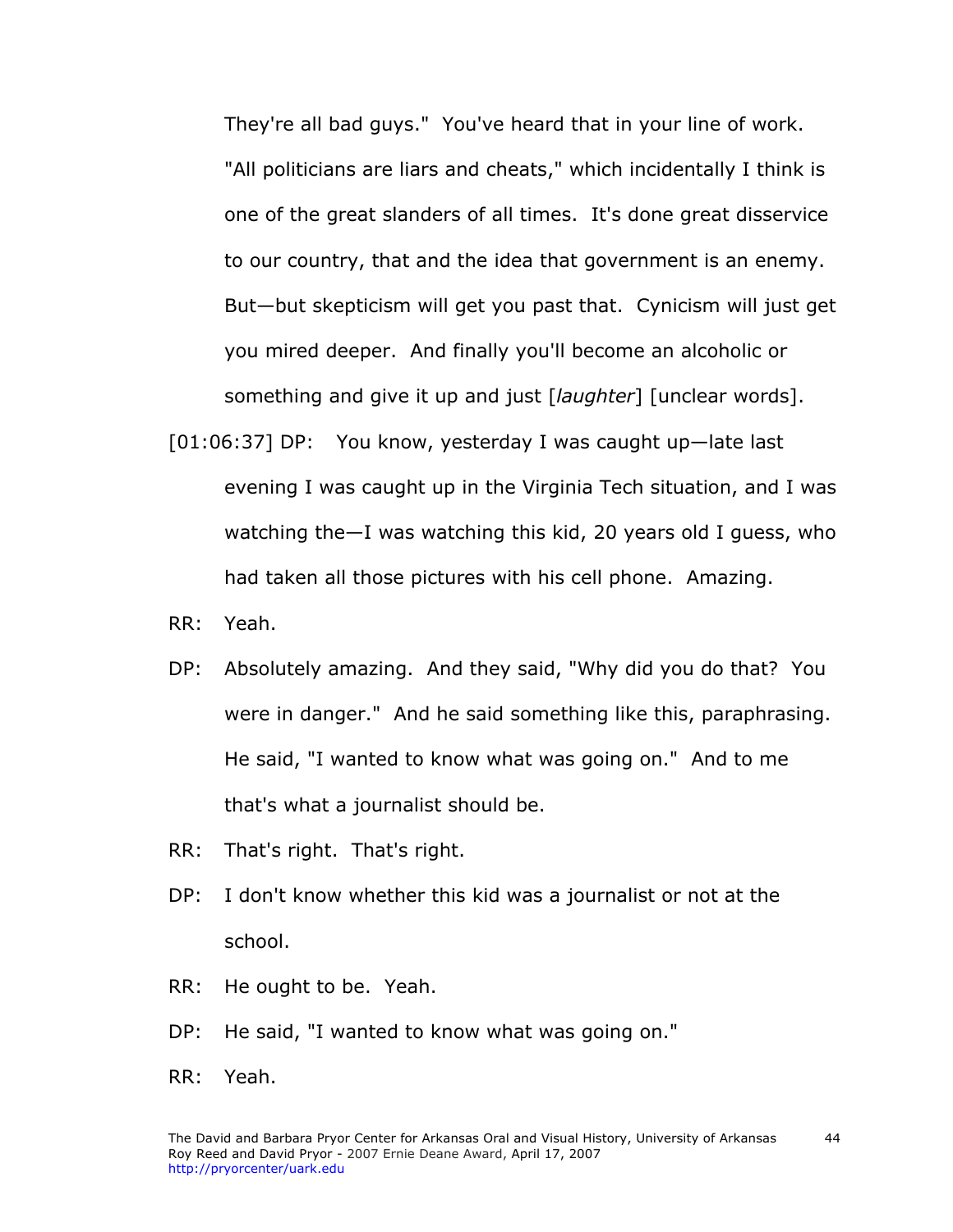They're all bad guys." You've heard that in your line of work. "All politicians are liars and cheats," which incidentally I think is one of the great slanders of all times. It's done great disservice to our country, that and the idea that government is an enemy. But—but skepticism will get you past that. Cynicism will just get you mired deeper. And finally you'll become an alcoholic or something and give it up and just [*laughter*] [unclear words].

[01:06:37] DP: You know, yesterday I was caught up—late last evening I was caught up in the Virginia Tech situation, and I was watching the—I was watching this kid, 20 years old I guess, who had taken all those pictures with his cell phone. Amazing.

RR: Yeah.

DP: Absolutely amazing. And they said, "Why did you do that? You were in danger." And he said something like this, paraphrasing. He said, "I wanted to know what was going on." And to me that's what a journalist should be.

RR: That's right. That's right.

DP: I don't know whether this kid was a journalist or not at the school.

RR: He ought to be. Yeah.

DP: He said, "I wanted to know what was going on."

RR: Yeah.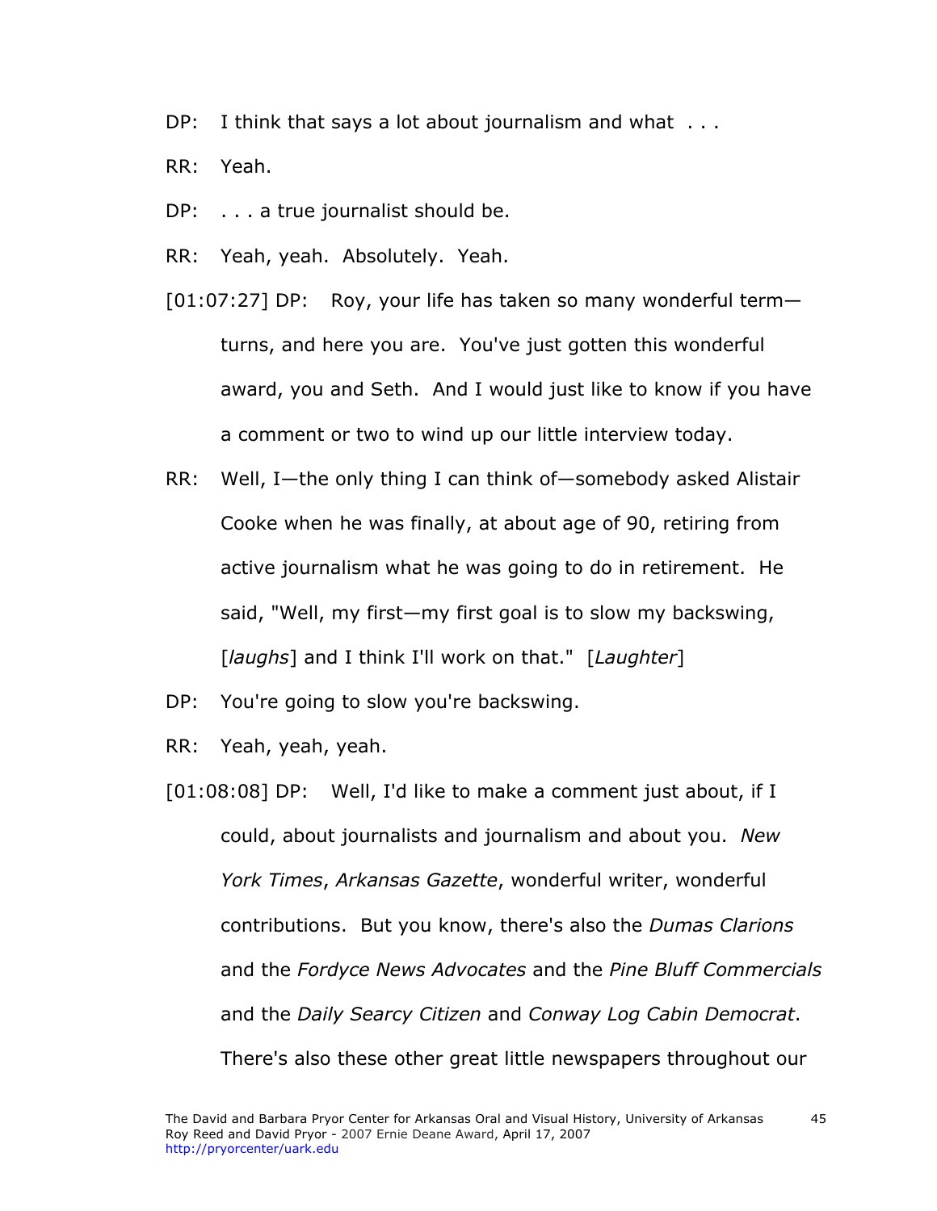DP: I think that says a lot about journalism and what . . .

RR: Yeah.

DP: . . . a true journalist should be.

RR: Yeah, yeah. Absolutely. Yeah.

[01:07:27] DP: Roy, your life has taken so many wonderful term—turns, and here you are. You've just gotten this wonderful award, you and Seth. And I would just like to know if you have a comment or two to wind up our little interview today.

RR: Well, I—the only thing I can think of—somebody asked Alistair Cooke when he was finally, at about age of 90, retiring from active journalism what he was going to do in retirement. He said, "Well, my first—my first goal is to slow my backswing, [*laughs*] and I think I'll work on that." [*Laughter*]

DP: You're going to slow you're backswing.

RR: Yeah, yeah, yeah.

[01:08:08] DP: Well, I'd like to make a comment just about, if I could, about journalists and journalism and about you. *New York Times*, *Arkansas Gazette*, wonderful writer, wonderful contributions. But you know, there's also the *Dumas Clarions* and the *Fordyce News Advocates* and the *Pine Bluff Commercials* and the *Daily Searcy Citizen* and *Conway Log Cabin Democrat*. There's also these other great little newspapers throughout our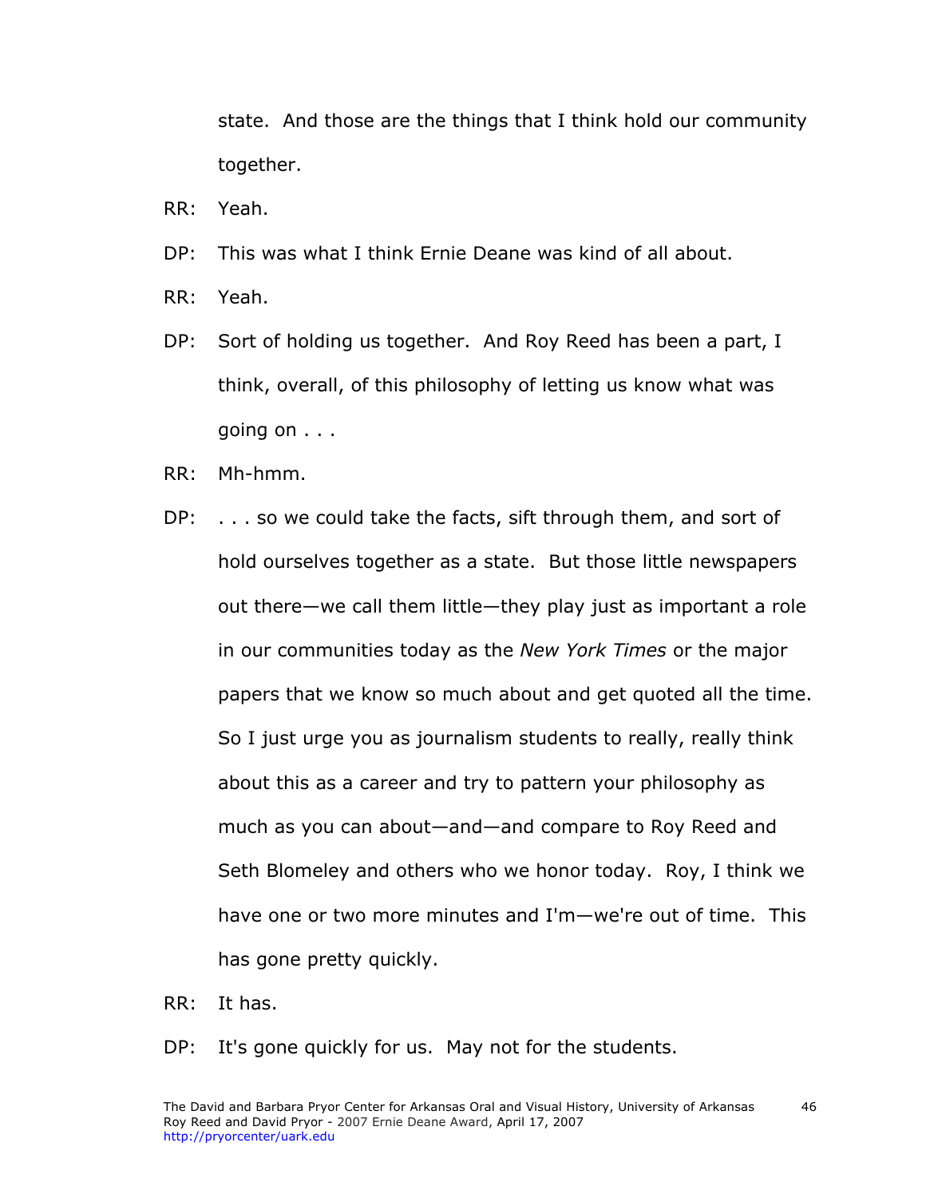state. And those are the things that I think hold our community together.

RR: Yeah.

DP: This was what I think Ernie Deane was kind of all about.

RR: Yeah.

DP: Sort of holding us together. And Roy Reed has been a part, I think, overall, of this philosophy of letting us know what was going on . . .

RR: Mh-hmm.

DP: . . . so we could take the facts, sift through them, and sort of hold ourselves together as a state. But those little newspapers out there—we call them little—they play just as important a role in our communities today as the *New York Times* or the major papers that we know so much about and get quoted all the time. So I just urge you as journalism students to really, really think about this as a career and try to pattern your philosophy as much as you can about—and—and compare to Roy Reed and Seth Blomeley and others who we honor today. Roy, I think we have one or two more minutes and I'm—we're out of time. This has gone pretty quickly.

RR: It has.

DP: It's gone quickly for us. May not for the students.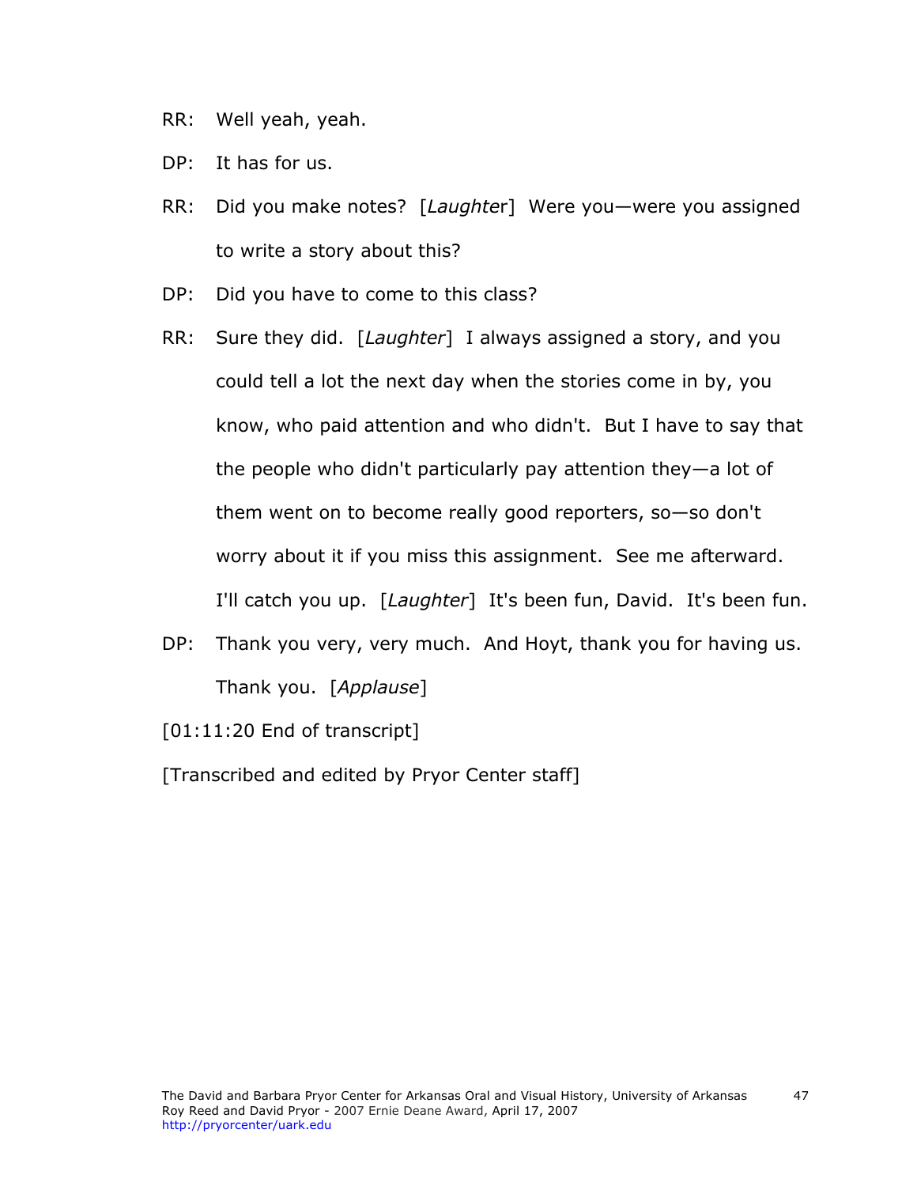RR: Well yeah, yeah.

DP: It has for us.

RR: Did you make notes? [*Laughter*] Were you—were you assigned to write a story about this?

DP: Did you have to come to this class?

RR: Sure they did. [*Laughter*] I always assigned a story, and you could tell a lot the next day when the stories come in by, you know, who paid attention and who didn't. But I have to say that the people who didn't particularly pay attention they—a lot of them went on to become really good reporters, so—so don't worry about it if you miss this assignment. See me afterward. I'll catch you up. [*Laughter*] It's been fun, David. It's been fun.

DP: Thank you very, very much. And Hoyt, thank you for having us. Thank you. [*Applause*]

[01:11:20 End of transcript]

[Transcribed and edited by Pryor Center staff]